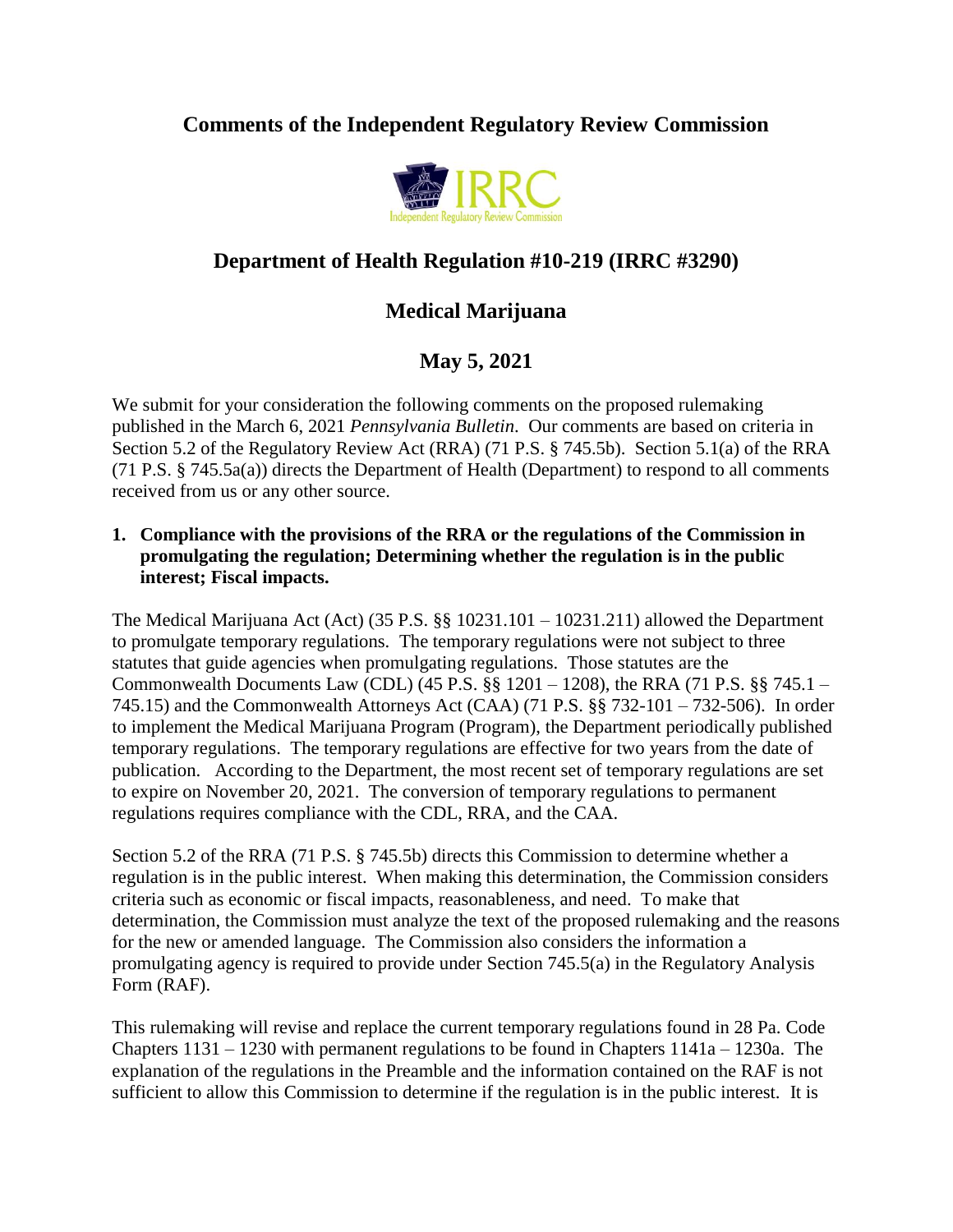# Comments of the Independent Regulatory Review Commission

## Department of Health Regulation #10-219 (IRRC #3290)

## Medical Marijuana

## May 5, 2021

We submit for your consideration the following comments on the proposed rulemaking published in the March 6, 2021 *Pennsylvania Bulletin*. Our comments are based on criteria in Section 5.2 of the Regulatory Review Act (RRA) (71 P.S. § 745.5b). Section 5.1(a) of the RRA (71 P.S. § 745.5a(a)) directs the Department of Health (Department) to respond to all comments received from us or any other source.

**1. Compliance with the provisions of the RRA or the regulations of the Commission in promulgating the regulation; Determining whether the regulation is in the public interest; Fiscal impacts.**

The Medical Marijuana Act (Act) (35 P.S. §§ 10231.101 – 10231.211) allowed the Department to promulgate temporary regulations. The temporary regulations were not subject to three statutes that guide agencies when promulgating regulations. Those statutes are the Commonwealth Documents Law (CDL) (45 P.S. §§ 1201 – 1208), the RRA (71 P.S. §§ 745.1 – 745.15) and the Commonwealth Attorneys Act (CAA) (71 P.S. §§ 732-101 – 732-506). In order to implement the Medical Marijuana Program (Program), the Department periodically published temporary regulations. The temporary regulations are effective for two years from the date of publication. According to the Department, the most recent set of temporary regulations are set to expire on November 20, 2021. The conversion of temporary regulations to permanent regulations requires compliance with the CDL, RRA, and the CAA.

Section 5.2 of the RRA (71 P.S. § 745.5b) directs this Commission to determine whether a regulation is in the public interest. When making this determination, the Commission considers criteria such as economic or fiscal impacts, reasonableness, and need. To make that determination, the Commission must analyze the text of the proposed rulemaking and the reasons for the new or amended language. The Commission also considers the information a promulgating agency is required to provide under Section 745.5(a) in the Regulatory Analysis Form (RAF).

This rulemaking will revise and replace the current temporary regulations found in 28 Pa. Code Chapters 1131 – 1230 with permanent regulations to be found in Chapters 1141a – 1230a. The explanation of the regulations in the Preamble and the information contained on the RAF is not sufficient to allow this Commission to determine if the regulation is in the public interest. It is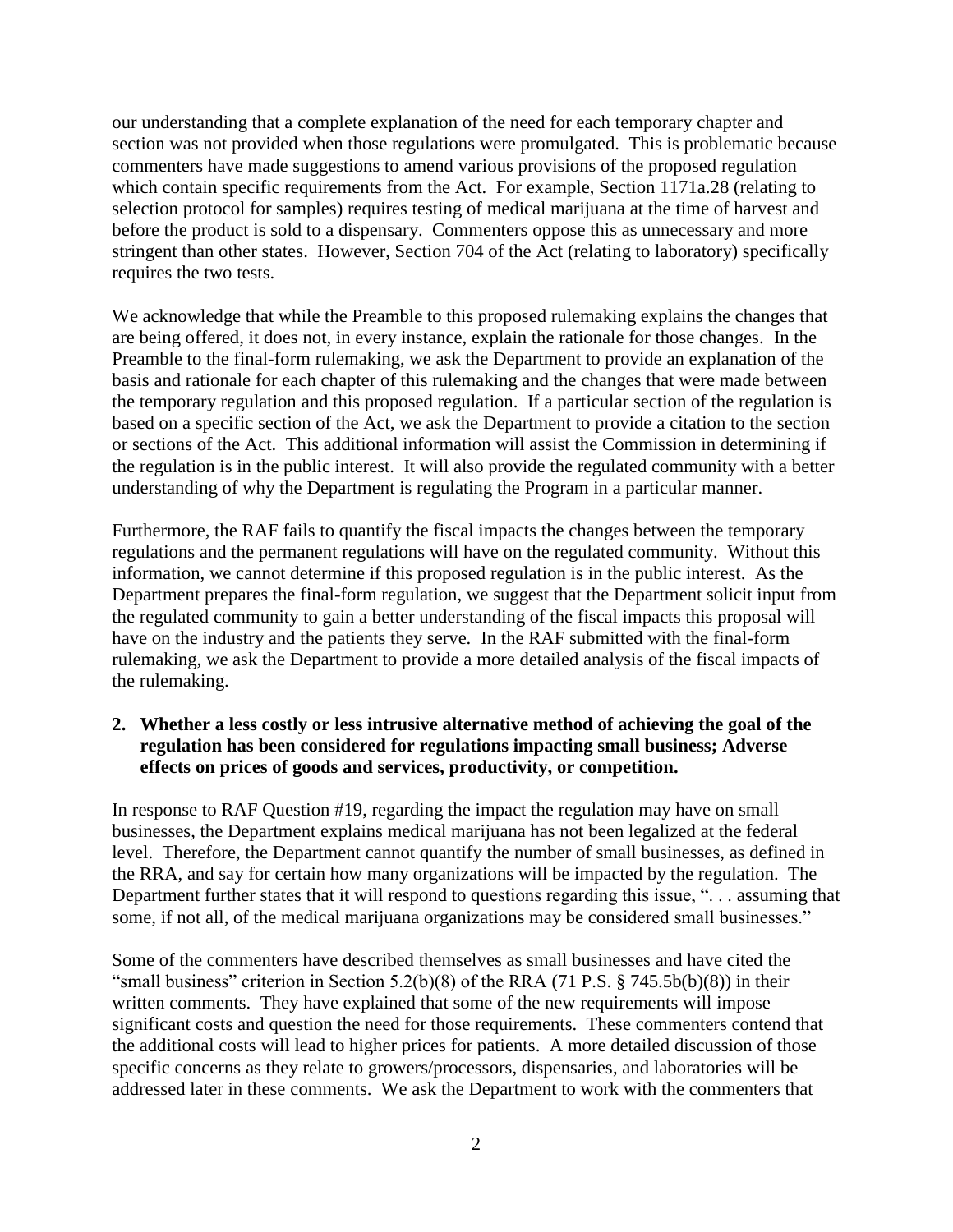our understanding that a complete explanation of the need for each temporary chapter and section was not provided when those regulations were promulgated. This is problematic because commenters have made suggestions to amend various provisions of the proposed regulation which contain specific requirements from the Act. For example, Section 1171a.28 (relating to selection protocol for samples) requires testing of medical marijuana at the time of harvest and before the product is sold to a dispensary. Commenters oppose this as unnecessary and more stringent than other states. However, Section 704 of the Act (relating to laboratory) specifically requires the two tests.

We acknowledge that while the Preamble to this proposed rulemaking explains the changes that are being offered, it does not, in every instance, explain the rationale for those changes. In the Preamble to the final-form rulemaking, we ask the Department to provide an explanation of the basis and rationale for each chapter of this rulemaking and the changes that were made between the temporary regulation and this proposed regulation. If a particular section of the regulation is based on a specific section of the Act, we ask the Department to provide a citation to the section or sections of the Act. This additional information will assist the Commission in determining if the regulation is in the public interest. It will also provide the regulated community with a better understanding of why the Department is regulating the Program in a particular manner.

Furthermore, the RAF fails to quantify the fiscal impacts the changes between the temporary regulations and the permanent regulations will have on the regulated community. Without this information, we cannot determine if this proposed regulation is in the public interest. As the Department prepares the final-form regulation, we suggest that the Department solicit input from the regulated community to gain a better understanding of the fiscal impacts this proposal will have on the industry and the patients they serve. In the RAF submitted with the final-form rulemaking, we ask the Department to provide a more detailed analysis of the fiscal impacts of the rulemaking.

**2. Whether a less costly or less intrusive alternative method of achieving the goal of the regulation has been considered for regulations impacting small business; Adverse effects on prices of goods and services, productivity, or competition.**

In response to RAF Question #19, regarding the impact the regulation may have on small businesses, the Department explains medical marijuana has not been legalized at the federal level. Therefore, the Department cannot quantify the number of small businesses, as defined in the RRA, and say for certain how many organizations will be impacted by the regulation. The Department further states that it will respond to questions regarding this issue, ". . . assuming that some, if not all, of the medical marijuana organizations may be considered small businesses."

Some of the commenters have described themselves as small businesses and have cited the "small business" criterion in Section 5.2(b)(8) of the RRA (71 P.S. § 745.5b(b)(8)) in their written comments. They have explained that some of the new requirements will impose significant costs and question the need for those requirements. These commenters contend that the additional costs will lead to higher prices for patients. A more detailed discussion of those specific concerns as they relate to growers/processors, dispensaries, and laboratories will be addressed later in these comments. We ask the Department to work with the commenters that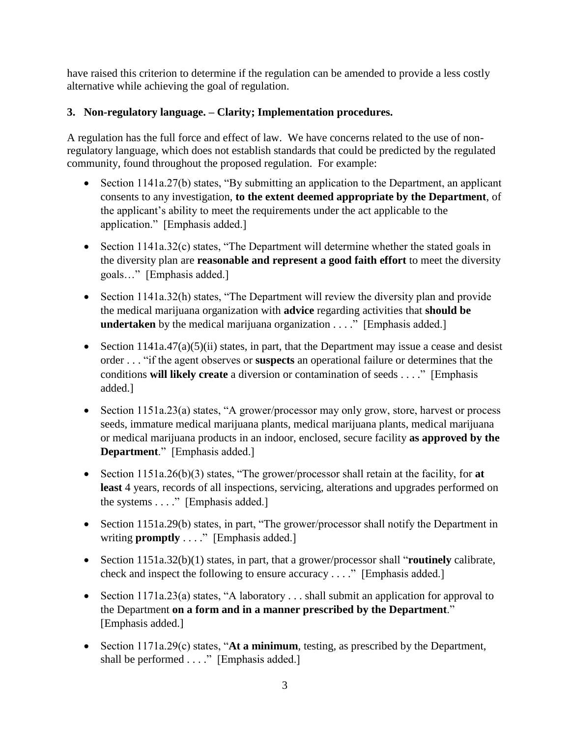have raised this criterion to determine if the regulation can be amended to provide a less costly alternative while achieving the goal of regulation.

**3. Non-regulatory language. – Clarity; Implementation procedures.**

A regulation has the full force and effect of law. We have concerns related to the use of non-regulatory language, which does not establish standards that could be predicted by the regulated community, found throughout the proposed regulation. For example:

- Section 1141a.27(b) states, "By submitting an application to the Department, an applicant consents to any investigation, **to the extent deemed appropriate by the Department**, of the applicant's ability to meet the requirements under the act applicable to the application." [Emphasis added.]
- Section 1141a.32(c) states, "The Department will determine whether the stated goals in the diversity plan are **reasonable and represent a good faith effort** to meet the diversity goals…" [Emphasis added.]
- Section 1141a.32(h) states, "The Department will review the diversity plan and provide the medical marijuana organization with **advice** regarding activities that **should be undertaken** by the medical marijuana organization . . . ." [Emphasis added.]
- Section 1141a.47(a)(5)(ii) states, in part, that the Department may issue a cease and desist order . . . "if the agent observes or **suspects** an operational failure or determines that the conditions **will likely create** a diversion or contamination of seeds . . . ." [Emphasis added.]
- Section 1151a.23(a) states, "A grower/processor may only grow, store, harvest or process seeds, immature medical marijuana plants, medical marijuana plants, medical marijuana or medical marijuana products in an indoor, enclosed, secure facility **as approved by the Department**." [Emphasis added.]
- Section 1151a.26(b)(3) states, "The grower/processor shall retain at the facility, for **at least** 4 years, records of all inspections, servicing, alterations and upgrades performed on the systems . . . ." [Emphasis added.]
- Section 1151a.29(b) states, in part, "The grower/processor shall notify the Department in writing **promptly** . . . ." [Emphasis added.]
- Section 1151a.32(b)(1) states, in part, that a grower/processor shall "**routinely** calibrate, check and inspect the following to ensure accuracy . . . ." [Emphasis added.]
- Section 1171a.23(a) states, "A laboratory . . . shall submit an application for approval to the Department **on a form and in a manner prescribed by the Department**." [Emphasis added.]
- Section 1171a.29(c) states, "**At a minimum**, testing, as prescribed by the Department, shall be performed . . . ." [Emphasis added.]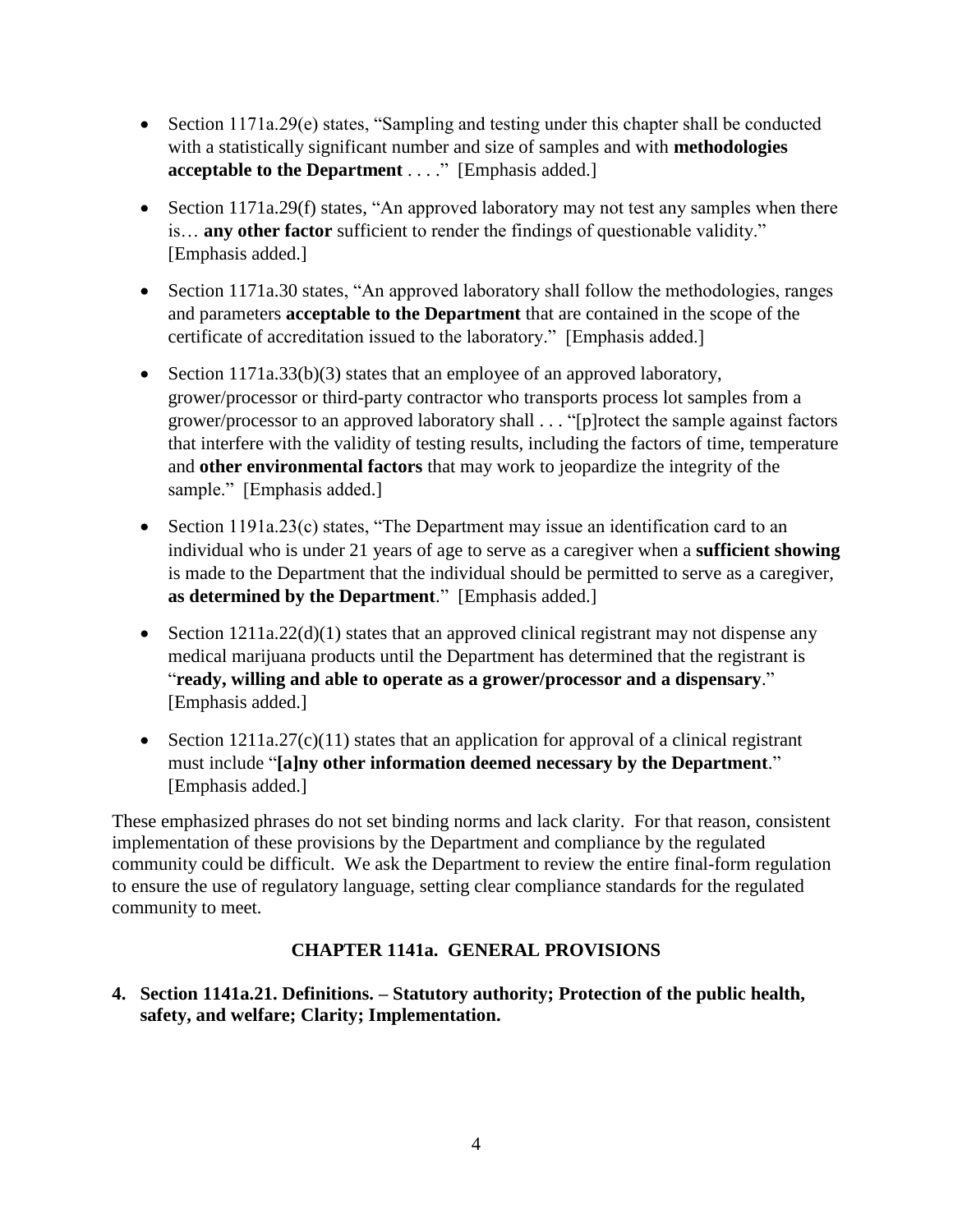- Section 1171a.29(e) states, "Sampling and testing under this chapter shall be conducted with a statistically significant number and size of samples and with **methodologies acceptable to the Department** . . . ." [Emphasis added.]

- Section 1171a.29(f) states, "An approved laboratory may not test any samples when there is… **any other factor** sufficient to render the findings of questionable validity." [Emphasis added.]

- Section 1171a.30 states, "An approved laboratory shall follow the methodologies, ranges and parameters **acceptable to the Department** that are contained in the scope of the certificate of accreditation issued to the laboratory." [Emphasis added.]

- Section 1171a.33(b)(3) states that an employee of an approved laboratory, grower/processor or third-party contractor who transports process lot samples from a grower/processor to an approved laboratory shall . . . "[p]rotect the sample against factors that interfere with the validity of testing results, including the factors of time, temperature and **other environmental factors** that may work to jeopardize the integrity of the sample." [Emphasis added.]

- Section 1191a.23(c) states, "The Department may issue an identification card to an individual who is under 21 years of age to serve as a caregiver when a **sufficient showing** is made to the Department that the individual should be permitted to serve as a caregiver, **as determined by the Department**." [Emphasis added.]

- Section 1211a.22(d)(1) states that an approved clinical registrant may not dispense any medical marijuana products until the Department has determined that the registrant is "**ready, willing and able to operate as a grower/processor and a dispensary**." [Emphasis added.]

- Section 1211a.27(c)(11) states that an application for approval of a clinical registrant must include "**[a]ny other information deemed necessary by the Department**." [Emphasis added.]

These emphasized phrases do not set binding norms and lack clarity. For that reason, consistent implementation of these provisions by the Department and compliance by the regulated community could be difficult. We ask the Department to review the entire final-form regulation to ensure the use of regulatory language, setting clear compliance standards for the regulated community to meet.

## CHAPTER 1141a. GENERAL PROVISIONS

**4. Section 1141a.21. Definitions. – Statutory authority; Protection of the public health, safety, and welfare; Clarity; Implementation.**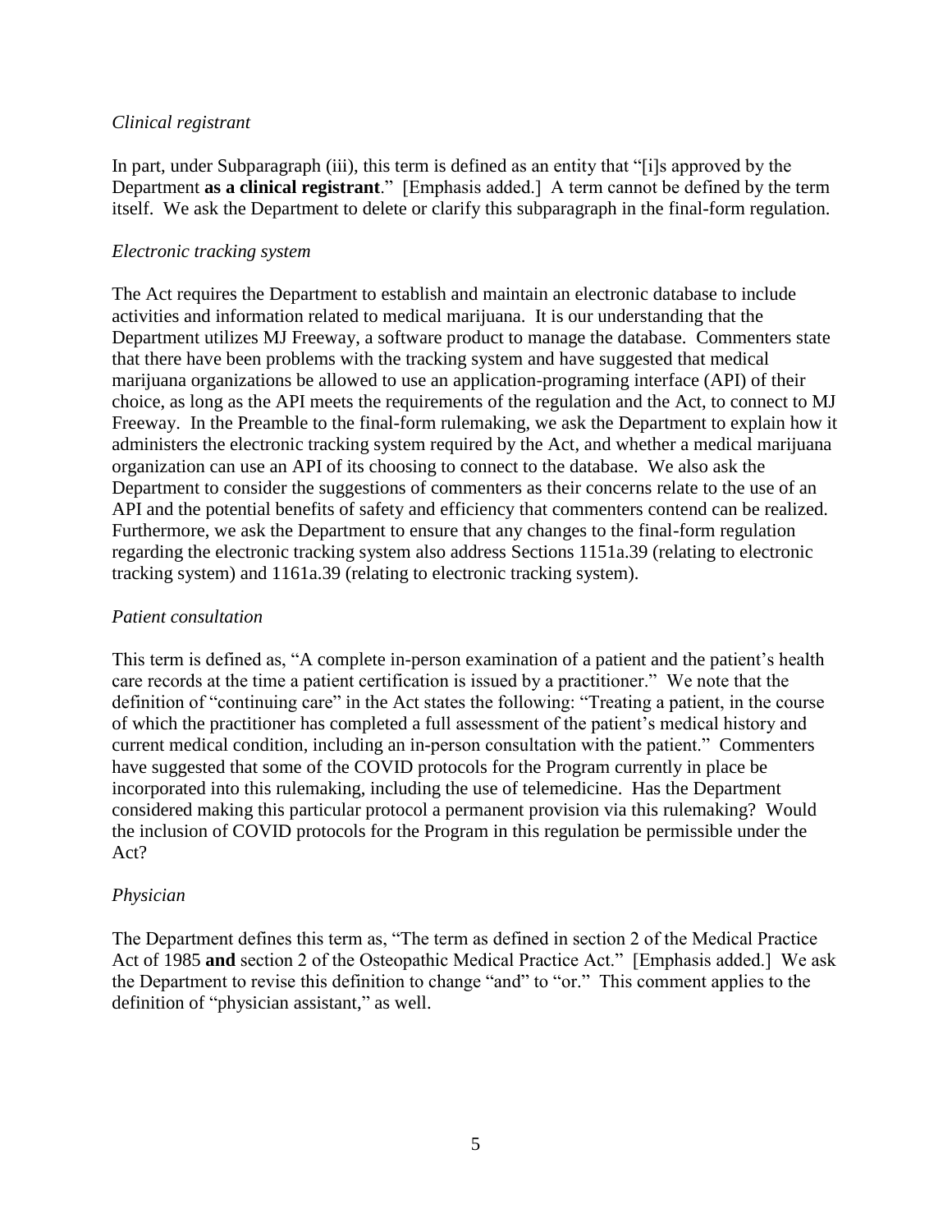*Clinical registrant*

In part, under Subparagraph (iii), this term is defined as an entity that "[i]s approved by the Department **as a clinical registrant**." [Emphasis added.] A term cannot be defined by the term itself. We ask the Department to delete or clarify this subparagraph in the final-form regulation.

*Electronic tracking system*

The Act requires the Department to establish and maintain an electronic database to include activities and information related to medical marijuana. It is our understanding that the Department utilizes MJ Freeway, a software product to manage the database. Commenters state that there have been problems with the tracking system and have suggested that medical marijuana organizations be allowed to use an application-programing interface (API) of their choice, as long as the API meets the requirements of the regulation and the Act, to connect to MJ Freeway. In the Preamble to the final-form rulemaking, we ask the Department to explain how it administers the electronic tracking system required by the Act, and whether a medical marijuana organization can use an API of its choosing to connect to the database. We also ask the Department to consider the suggestions of commenters as their concerns relate to the use of an API and the potential benefits of safety and efficiency that commenters contend can be realized. Furthermore, we ask the Department to ensure that any changes to the final-form regulation regarding the electronic tracking system also address Sections 1151a.39 (relating to electronic tracking system) and 1161a.39 (relating to electronic tracking system).

*Patient consultation*

This term is defined as, "A complete in-person examination of a patient and the patient's health care records at the time a patient certification is issued by a practitioner." We note that the definition of "continuing care" in the Act states the following: "Treating a patient, in the course of which the practitioner has completed a full assessment of the patient's medical history and current medical condition, including an in-person consultation with the patient." Commenters have suggested that some of the COVID protocols for the Program currently in place be incorporated into this rulemaking, including the use of telemedicine. Has the Department considered making this particular protocol a permanent provision via this rulemaking? Would the inclusion of COVID protocols for the Program in this regulation be permissible under the Act?

*Physician*

The Department defines this term as, "The term as defined in section 2 of the Medical Practice Act of 1985 **and** section 2 of the Osteopathic Medical Practice Act." [Emphasis added.] We ask the Department to revise this definition to change "and" to "or." This comment applies to the definition of "physician assistant," as well.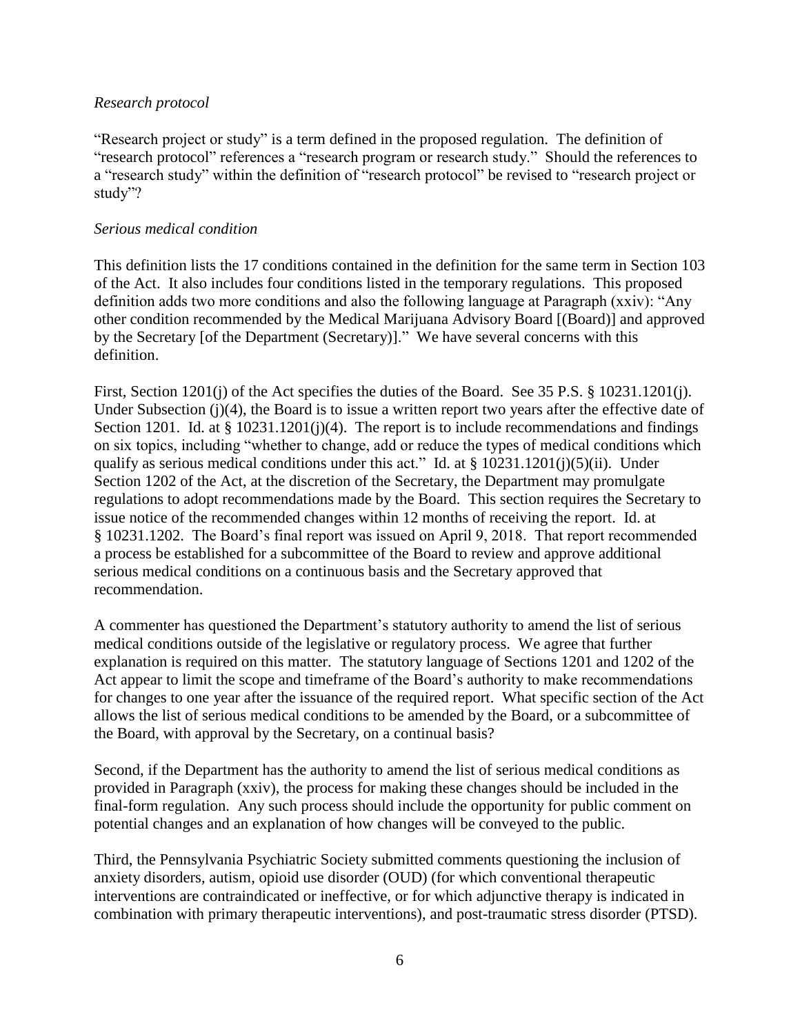*Research protocol*

"Research project or study" is a term defined in the proposed regulation. The definition of "research protocol" references a "research program or research study." Should the references to a "research study" within the definition of "research protocol" be revised to "research project or study"?

*Serious medical condition*

This definition lists the 17 conditions contained in the definition for the same term in Section 103 of the Act. It also includes four conditions listed in the temporary regulations. This proposed definition adds two more conditions and also the following language at Paragraph (xxiv): "Any other condition recommended by the Medical Marijuana Advisory Board [(Board)] and approved by the Secretary [of the Department (Secretary)]." We have several concerns with this definition.

First, Section 1201(j) of the Act specifies the duties of the Board. See 35 P.S. § 10231.1201(j). Under Subsection (j)(4), the Board is to issue a written report two years after the effective date of Section 1201. Id. at § 10231.1201(j)(4). The report is to include recommendations and findings on six topics, including "whether to change, add or reduce the types of medical conditions which qualify as serious medical conditions under this act." Id. at § 10231.1201(j)(5)(ii). Under Section 1202 of the Act, at the discretion of the Secretary, the Department may promulgate regulations to adopt recommendations made by the Board. This section requires the Secretary to issue notice of the recommended changes within 12 months of receiving the report. Id. at § 10231.1202. The Board's final report was issued on April 9, 2018. That report recommended a process be established for a subcommittee of the Board to review and approve additional serious medical conditions on a continuous basis and the Secretary approved that recommendation.

A commenter has questioned the Department's statutory authority to amend the list of serious medical conditions outside of the legislative or regulatory process. We agree that further explanation is required on this matter. The statutory language of Sections 1201 and 1202 of the Act appear to limit the scope and timeframe of the Board's authority to make recommendations for changes to one year after the issuance of the required report. What specific section of the Act allows the list of serious medical conditions to be amended by the Board, or a subcommittee of the Board, with approval by the Secretary, on a continual basis?

Second, if the Department has the authority to amend the list of serious medical conditions as provided in Paragraph (xxiv), the process for making these changes should be included in the final-form regulation. Any such process should include the opportunity for public comment on potential changes and an explanation of how changes will be conveyed to the public.

Third, the Pennsylvania Psychiatric Society submitted comments questioning the inclusion of anxiety disorders, autism, opioid use disorder (OUD) (for which conventional therapeutic interventions are contraindicated or ineffective, or for which adjunctive therapy is indicated in combination with primary therapeutic interventions), and post-traumatic stress disorder (PTSD).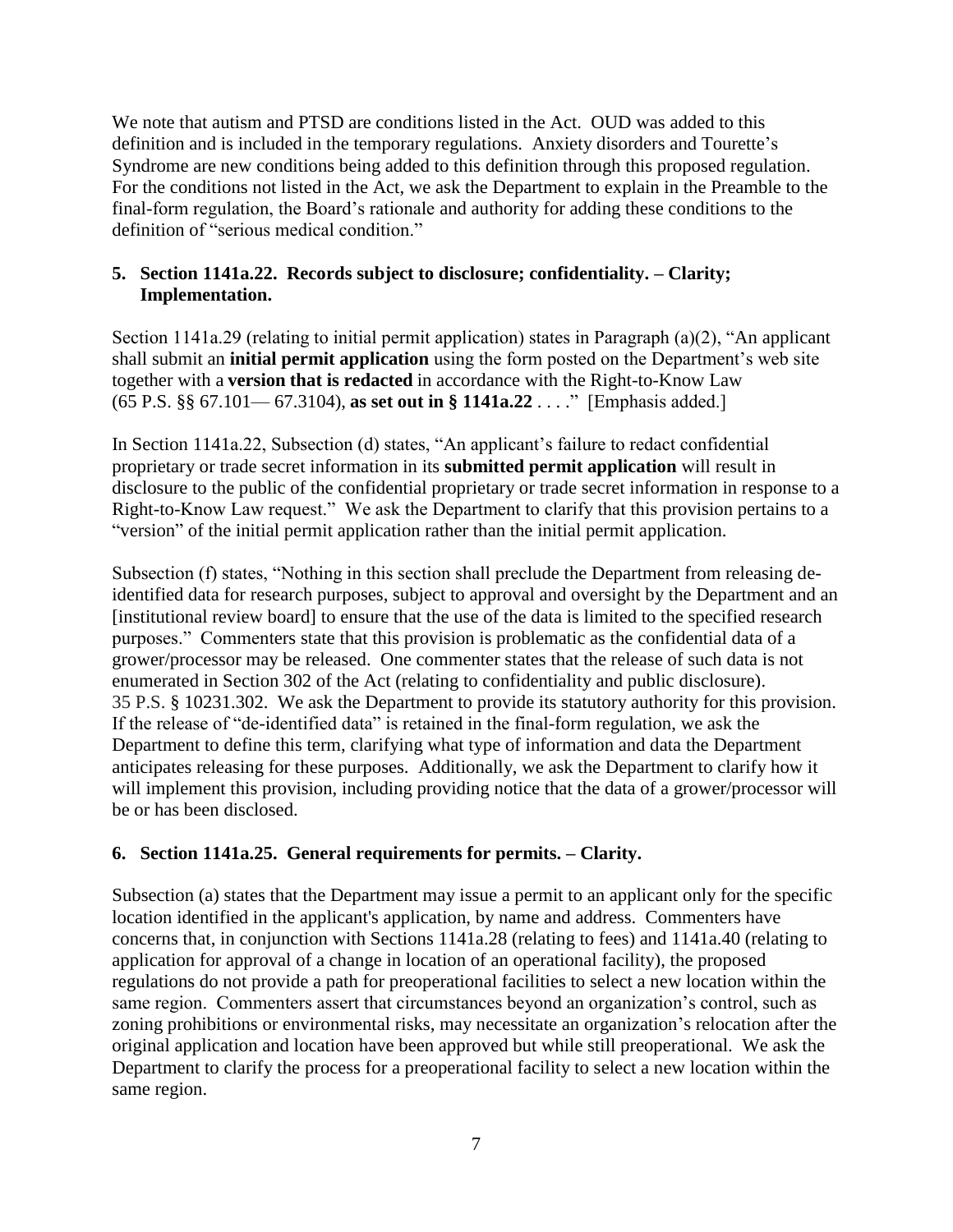We note that autism and PTSD are conditions listed in the Act. OUD was added to this definition and is included in the temporary regulations. Anxiety disorders and Tourette's Syndrome are new conditions being added to this definition through this proposed regulation. For the conditions not listed in the Act, we ask the Department to explain in the Preamble to the final-form regulation, the Board's rationale and authority for adding these conditions to the definition of "serious medical condition."

### 5. Section 1141a.22. Records subject to disclosure; confidentiality. – Clarity; Implementation.

Section 1141a.29 (relating to initial permit application) states in Paragraph (a)(2), "An applicant shall submit an **initial permit application** using the form posted on the Department's web site together with a **version that is redacted** in accordance with the Right-to-Know Law (65 P.S. §§ 67.101— 67.3104), **as set out in § 1141a.22** . . . ." [Emphasis added.]

In Section 1141a.22, Subsection (d) states, "An applicant's failure to redact confidential proprietary or trade secret information in its **submitted permit application** will result in disclosure to the public of the confidential proprietary or trade secret information in response to a Right-to-Know Law request." We ask the Department to clarify that this provision pertains to a "version" of the initial permit application rather than the initial permit application.

Subsection (f) states, "Nothing in this section shall preclude the Department from releasing de-identified data for research purposes, subject to approval and oversight by the Department and an [institutional review board] to ensure that the use of the data is limited to the specified research purposes." Commenters state that this provision is problematic as the confidential data of a grower/processor may be released. One commenter states that the release of such data is not enumerated in Section 302 of the Act (relating to confidentiality and public disclosure). 35 P.S. § 10231.302. We ask the Department to provide its statutory authority for this provision. If the release of "de-identified data" is retained in the final-form regulation, we ask the Department to define this term, clarifying what type of information and data the Department anticipates releasing for these purposes. Additionally, we ask the Department to clarify how it will implement this provision, including providing notice that the data of a grower/processor will be or has been disclosed.

### 6. Section 1141a.25. General requirements for permits. – Clarity.

Subsection (a) states that the Department may issue a permit to an applicant only for the specific location identified in the applicant's application, by name and address. Commenters have concerns that, in conjunction with Sections 1141a.28 (relating to fees) and 1141a.40 (relating to application for approval of a change in location of an operational facility), the proposed regulations do not provide a path for preoperational facilities to select a new location within the same region. Commenters assert that circumstances beyond an organization's control, such as zoning prohibitions or environmental risks, may necessitate an organization's relocation after the original application and location have been approved but while still preoperational. We ask the Department to clarify the process for a preoperational facility to select a new location within the same region.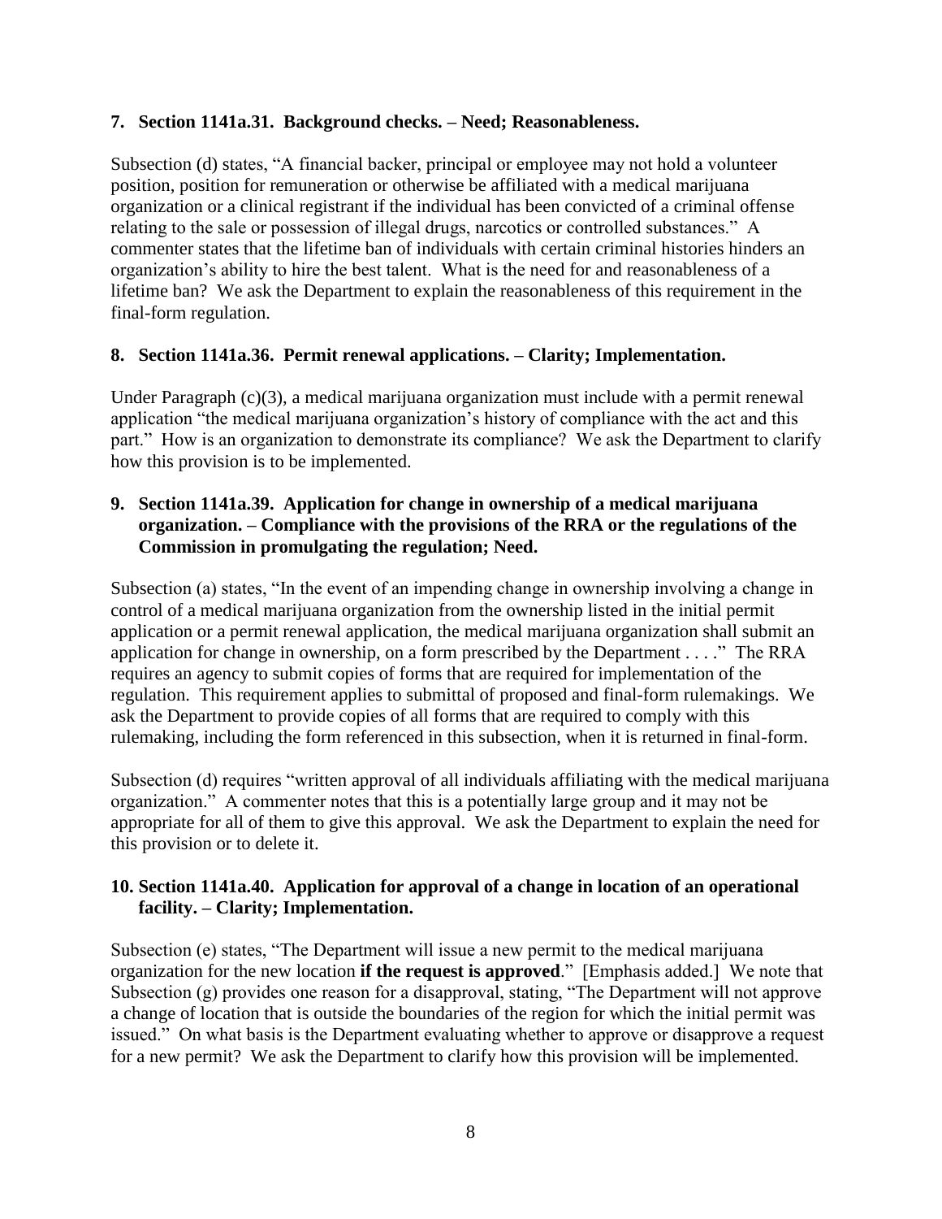**7. Section 1141a.31. Background checks. – Need; Reasonableness.**

Subsection (d) states, "A financial backer, principal or employee may not hold a volunteer position, position for remuneration or otherwise be affiliated with a medical marijuana organization or a clinical registrant if the individual has been convicted of a criminal offense relating to the sale or possession of illegal drugs, narcotics or controlled substances." A commenter states that the lifetime ban of individuals with certain criminal histories hinders an organization's ability to hire the best talent. What is the need for and reasonableness of a lifetime ban? We ask the Department to explain the reasonableness of this requirement in the final-form regulation.

**8. Section 1141a.36. Permit renewal applications. – Clarity; Implementation.**

Under Paragraph (c)(3), a medical marijuana organization must include with a permit renewal application "the medical marijuana organization's history of compliance with the act and this part." How is an organization to demonstrate its compliance? We ask the Department to clarify how this provision is to be implemented.

**9. Section 1141a.39. Application for change in ownership of a medical marijuana organization. – Compliance with the provisions of the RRA or the regulations of the Commission in promulgating the regulation; Need.**

Subsection (a) states, "In the event of an impending change in ownership involving a change in control of a medical marijuana organization from the ownership listed in the initial permit application or a permit renewal application, the medical marijuana organization shall submit an application for change in ownership, on a form prescribed by the Department . . . ." The RRA requires an agency to submit copies of forms that are required for implementation of the regulation. This requirement applies to submittal of proposed and final-form rulemakings. We ask the Department to provide copies of all forms that are required to comply with this rulemaking, including the form referenced in this subsection, when it is returned in final-form.

Subsection (d) requires "written approval of all individuals affiliating with the medical marijuana organization." A commenter notes that this is a potentially large group and it may not be appropriate for all of them to give this approval. We ask the Department to explain the need for this provision or to delete it.

**10. Section 1141a.40. Application for approval of a change in location of an operational facility. – Clarity; Implementation.**

Subsection (e) states, "The Department will issue a new permit to the medical marijuana organization for the new location **if the request is approved**." [Emphasis added.] We note that Subsection (g) provides one reason for a disapproval, stating, "The Department will not approve a change of location that is outside the boundaries of the region for which the initial permit was issued." On what basis is the Department evaluating whether to approve or disapprove a request for a new permit? We ask the Department to clarify how this provision will be implemented.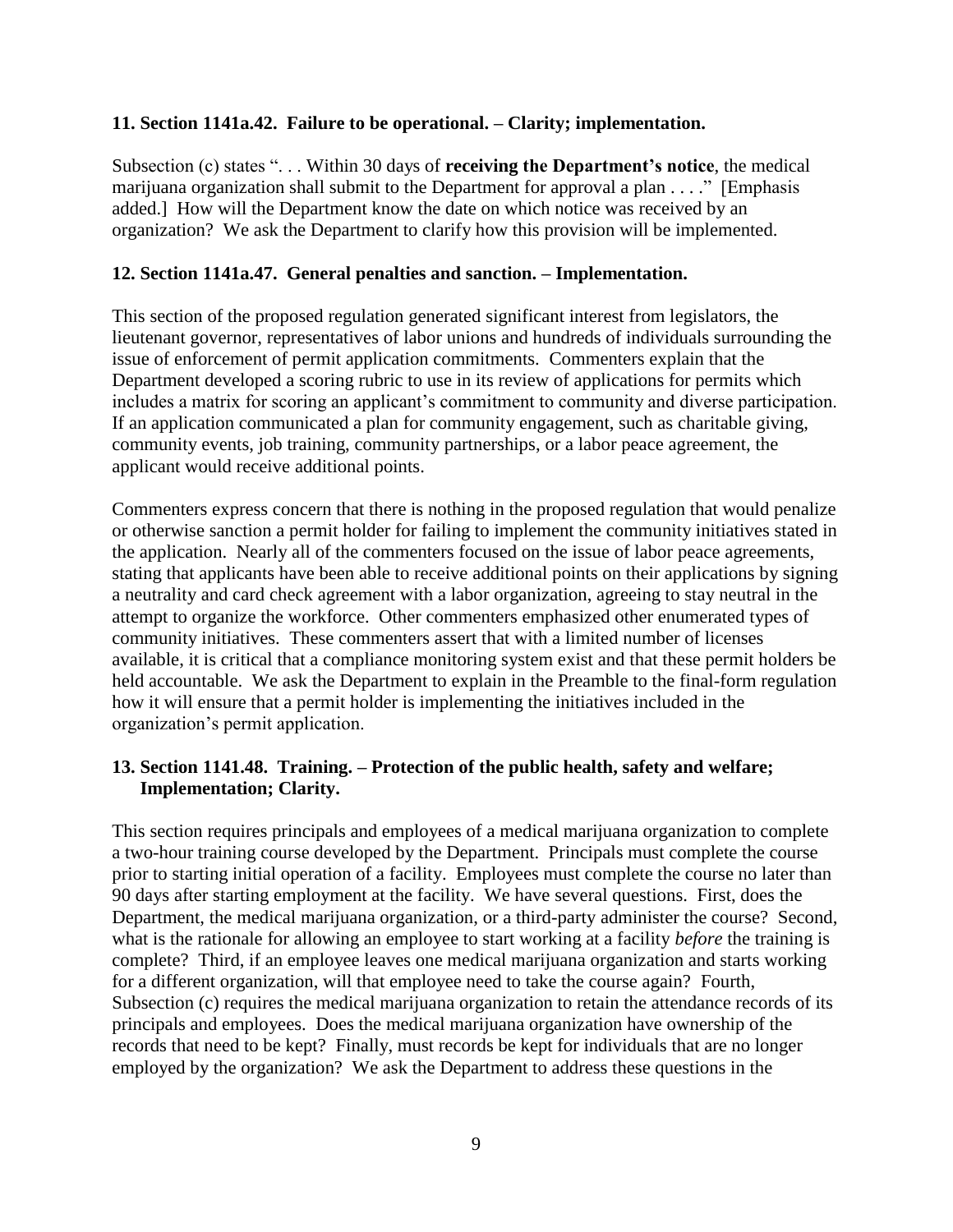**11. Section 1141a.42. Failure to be operational. – Clarity; implementation.**

Subsection (c) states ". . . Within 30 days of **receiving the Department's notice**, the medical marijuana organization shall submit to the Department for approval a plan . . . ." [Emphasis added.] How will the Department know the date on which notice was received by an organization? We ask the Department to clarify how this provision will be implemented.

**12. Section 1141a.47. General penalties and sanction. – Implementation.**

This section of the proposed regulation generated significant interest from legislators, the lieutenant governor, representatives of labor unions and hundreds of individuals surrounding the issue of enforcement of permit application commitments. Commenters explain that the Department developed a scoring rubric to use in its review of applications for permits which includes a matrix for scoring an applicant's commitment to community and diverse participation. If an application communicated a plan for community engagement, such as charitable giving, community events, job training, community partnerships, or a labor peace agreement, the applicant would receive additional points.

Commenters express concern that there is nothing in the proposed regulation that would penalize or otherwise sanction a permit holder for failing to implement the community initiatives stated in the application. Nearly all of the commenters focused on the issue of labor peace agreements, stating that applicants have been able to receive additional points on their applications by signing a neutrality and card check agreement with a labor organization, agreeing to stay neutral in the attempt to organize the workforce. Other commenters emphasized other enumerated types of community initiatives. These commenters assert that with a limited number of licenses available, it is critical that a compliance monitoring system exist and that these permit holders be held accountable. We ask the Department to explain in the Preamble to the final-form regulation how it will ensure that a permit holder is implementing the initiatives included in the organization's permit application.

**13. Section 1141.48. Training. – Protection of the public health, safety and welfare; Implementation; Clarity.**

This section requires principals and employees of a medical marijuana organization to complete a two-hour training course developed by the Department. Principals must complete the course prior to starting initial operation of a facility. Employees must complete the course no later than 90 days after starting employment at the facility. We have several questions. First, does the Department, the medical marijuana organization, or a third-party administer the course? Second, what is the rationale for allowing an employee to start working at a facility *before* the training is complete? Third, if an employee leaves one medical marijuana organization and starts working for a different organization, will that employee need to take the course again? Fourth, Subsection (c) requires the medical marijuana organization to retain the attendance records of its principals and employees. Does the medical marijuana organization have ownership of the records that need to be kept? Finally, must records be kept for individuals that are no longer employed by the organization? We ask the Department to address these questions in the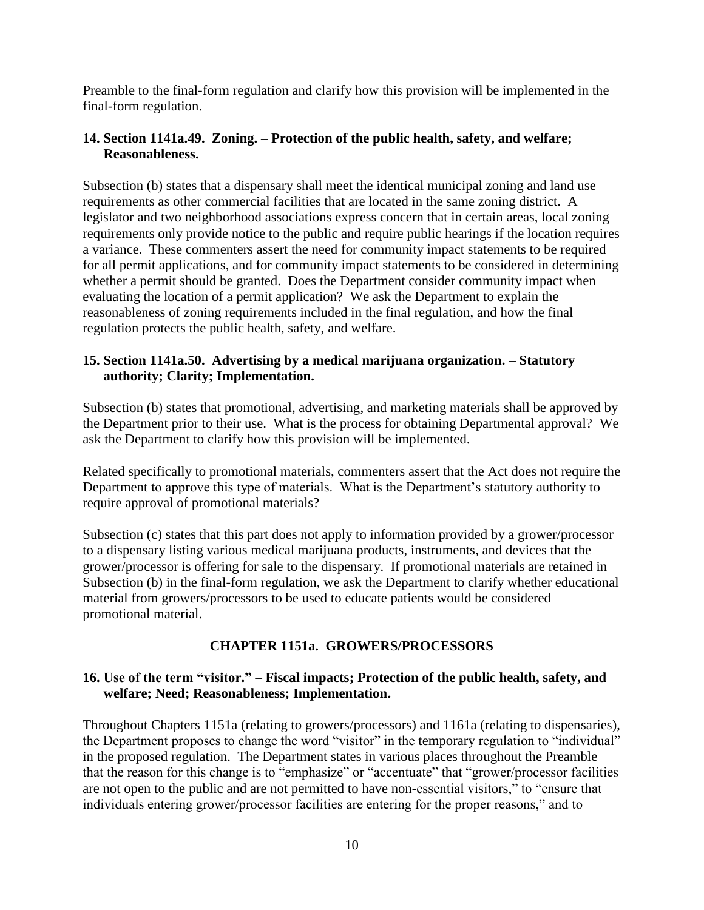Preamble to the final-form regulation and clarify how this provision will be implemented in the final-form regulation.

**14. Section 1141a.49. Zoning. – Protection of the public health, safety, and welfare; Reasonableness.**

Subsection (b) states that a dispensary shall meet the identical municipal zoning and land use requirements as other commercial facilities that are located in the same zoning district. A legislator and two neighborhood associations express concern that in certain areas, local zoning requirements only provide notice to the public and require public hearings if the location requires a variance. These commenters assert the need for community impact statements to be required for all permit applications, and for community impact statements to be considered in determining whether a permit should be granted. Does the Department consider community impact when evaluating the location of a permit application? We ask the Department to explain the reasonableness of zoning requirements included in the final regulation, and how the final regulation protects the public health, safety, and welfare.

**15. Section 1141a.50. Advertising by a medical marijuana organization. – Statutory authority; Clarity; Implementation.**

Subsection (b) states that promotional, advertising, and marketing materials shall be approved by the Department prior to their use. What is the process for obtaining Departmental approval? We ask the Department to clarify how this provision will be implemented.

Related specifically to promotional materials, commenters assert that the Act does not require the Department to approve this type of materials. What is the Department's statutory authority to require approval of promotional materials?

Subsection (c) states that this part does not apply to information provided by a grower/processor to a dispensary listing various medical marijuana products, instruments, and devices that the grower/processor is offering for sale to the dispensary. If promotional materials are retained in Subsection (b) in the final-form regulation, we ask the Department to clarify whether educational material from growers/processors to be used to educate patients would be considered promotional material.

## CHAPTER 1151a. GROWERS/PROCESSORS

**16. Use of the term "visitor." – Fiscal impacts; Protection of the public health, safety, and welfare; Need; Reasonableness; Implementation.**

Throughout Chapters 1151a (relating to growers/processors) and 1161a (relating to dispensaries), the Department proposes to change the word "visitor" in the temporary regulation to "individual" in the proposed regulation. The Department states in various places throughout the Preamble that the reason for this change is to "emphasize" or "accentuate" that "grower/processor facilities are not open to the public and are not permitted to have non-essential visitors," to "ensure that individuals entering grower/processor facilities are entering for the proper reasons," and to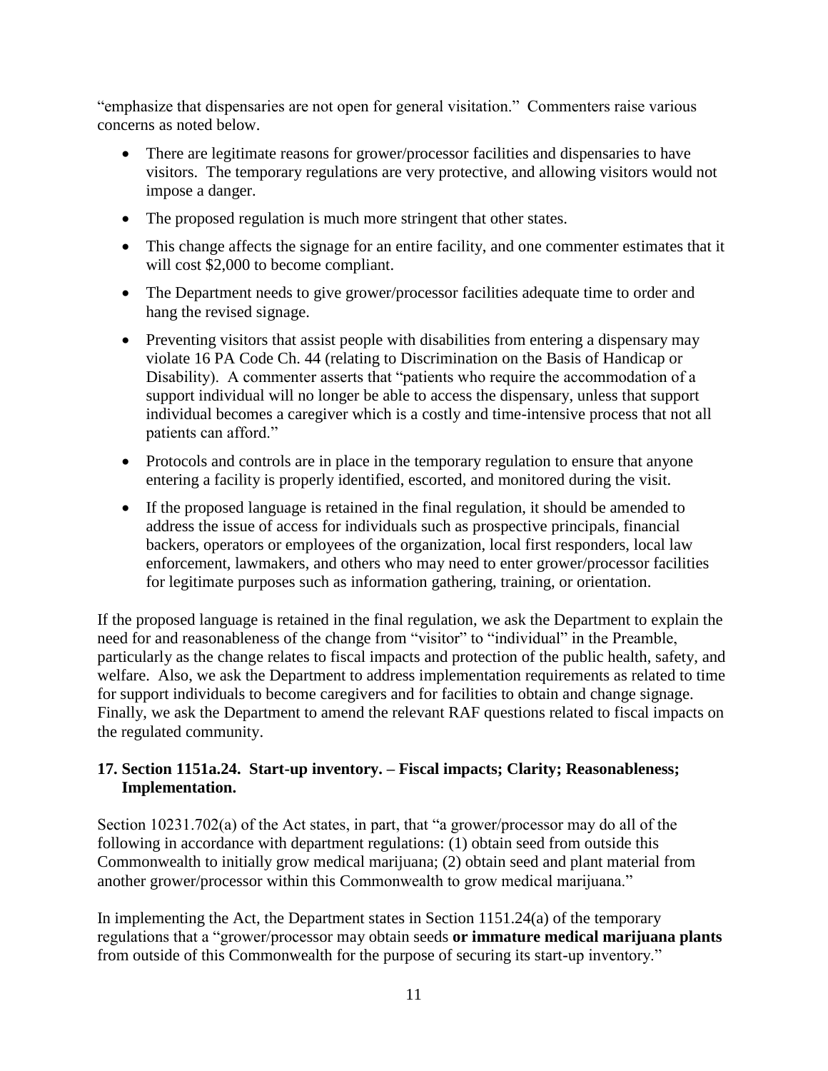"emphasize that dispensaries are not open for general visitation." Commenters raise various concerns as noted below.

- There are legitimate reasons for grower/processor facilities and dispensaries to have visitors. The temporary regulations are very protective, and allowing visitors would not impose a danger.
- The proposed regulation is much more stringent that other states.
- This change affects the signage for an entire facility, and one commenter estimates that it will cost $2,000 to become compliant.
- The Department needs to give grower/processor facilities adequate time to order and hang the revised signage.
- Preventing visitors that assist people with disabilities from entering a dispensary may violate 16 PA Code Ch. 44 (relating to Discrimination on the Basis of Handicap or Disability). A commenter asserts that "patients who require the accommodation of a support individual will no longer be able to access the dispensary, unless that support individual becomes a caregiver which is a costly and time-intensive process that not all patients can afford."
- Protocols and controls are in place in the temporary regulation to ensure that anyone entering a facility is properly identified, escorted, and monitored during the visit.
- If the proposed language is retained in the final regulation, it should be amended to address the issue of access for individuals such as prospective principals, financial backers, operators or employees of the organization, local first responders, local law enforcement, lawmakers, and others who may need to enter grower/processor facilities for legitimate purposes such as information gathering, training, or orientation.

If the proposed language is retained in the final regulation, we ask the Department to explain the need for and reasonableness of the change from "visitor" to "individual" in the Preamble, particularly as the change relates to fiscal impacts and protection of the public health, safety, and welfare. Also, we ask the Department to address implementation requirements as related to time for support individuals to become caregivers and for facilities to obtain and change signage. Finally, we ask the Department to amend the relevant RAF questions related to fiscal impacts on the regulated community.

### 17. Section 1151a.24. Start-up inventory. – Fiscal impacts; Clarity; Reasonableness; Implementation.

Section 10231.702(a) of the Act states, in part, that "a grower/processor may do all of the following in accordance with department regulations: (1) obtain seed from outside this Commonwealth to initially grow medical marijuana; (2) obtain seed and plant material from another grower/processor within this Commonwealth to grow medical marijuana."

In implementing the Act, the Department states in Section 1151.24(a) of the temporary regulations that a "grower/processor may obtain seeds **or immature medical marijuana plants** from outside of this Commonwealth for the purpose of securing its start-up inventory."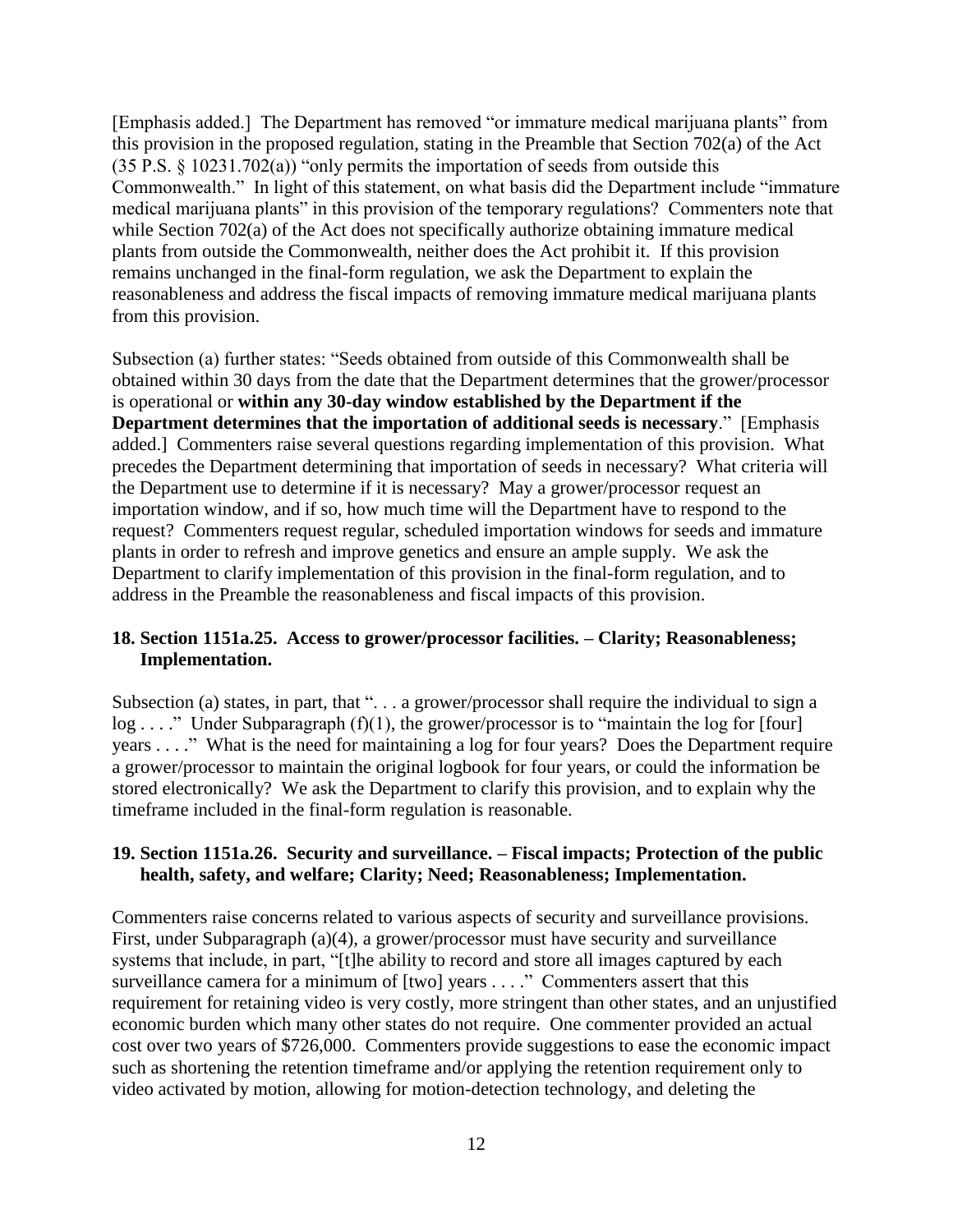[Emphasis added.] The Department has removed "or immature medical marijuana plants" from this provision in the proposed regulation, stating in the Preamble that Section 702(a) of the Act (35 P.S. § 10231.702(a)) "only permits the importation of seeds from outside this Commonwealth." In light of this statement, on what basis did the Department include "immature medical marijuana plants" in this provision of the temporary regulations? Commenters note that while Section 702(a) of the Act does not specifically authorize obtaining immature medical plants from outside the Commonwealth, neither does the Act prohibit it. If this provision remains unchanged in the final-form regulation, we ask the Department to explain the reasonableness and address the fiscal impacts of removing immature medical marijuana plants from this provision.

Subsection (a) further states: "Seeds obtained from outside of this Commonwealth shall be obtained within 30 days from the date that the Department determines that the grower/processor is operational or **within any 30-day window established by the Department if the Department determines that the importation of additional seeds is necessary**." [Emphasis added.] Commenters raise several questions regarding implementation of this provision. What precedes the Department determining that importation of seeds in necessary? What criteria will the Department use to determine if it is necessary? May a grower/processor request an importation window, and if so, how much time will the Department have to respond to the request? Commenters request regular, scheduled importation windows for seeds and immature plants in order to refresh and improve genetics and ensure an ample supply. We ask the Department to clarify implementation of this provision in the final-form regulation, and to address in the Preamble the reasonableness and fiscal impacts of this provision.

### 18. Section 1151a.25. Access to grower/processor facilities. – Clarity; Reasonableness; Implementation.

Subsection (a) states, in part, that ". . . a grower/processor shall require the individual to sign a log . . . ." Under Subparagraph (f)(1), the grower/processor is to "maintain the log for [four] years . . . ." What is the need for maintaining a log for four years? Does the Department require a grower/processor to maintain the original logbook for four years, or could the information be stored electronically? We ask the Department to clarify this provision, and to explain why the timeframe included in the final-form regulation is reasonable.

### 19. Section 1151a.26. Security and surveillance. – Fiscal impacts; Protection of the public health, safety, and welfare; Clarity; Need; Reasonableness; Implementation.

Commenters raise concerns related to various aspects of security and surveillance provisions. First, under Subparagraph (a)(4), a grower/processor must have security and surveillance systems that include, in part, "[t]he ability to record and store all images captured by each surveillance camera for a minimum of [two] years . . . ." Commenters assert that this requirement for retaining video is very costly, more stringent than other states, and an unjustified economic burden which many other states do not require. One commenter provided an actual cost over two years of $726,000. Commenters provide suggestions to ease the economic impact such as shortening the retention timeframe and/or applying the retention requirement only to video activated by motion, allowing for motion-detection technology, and deleting the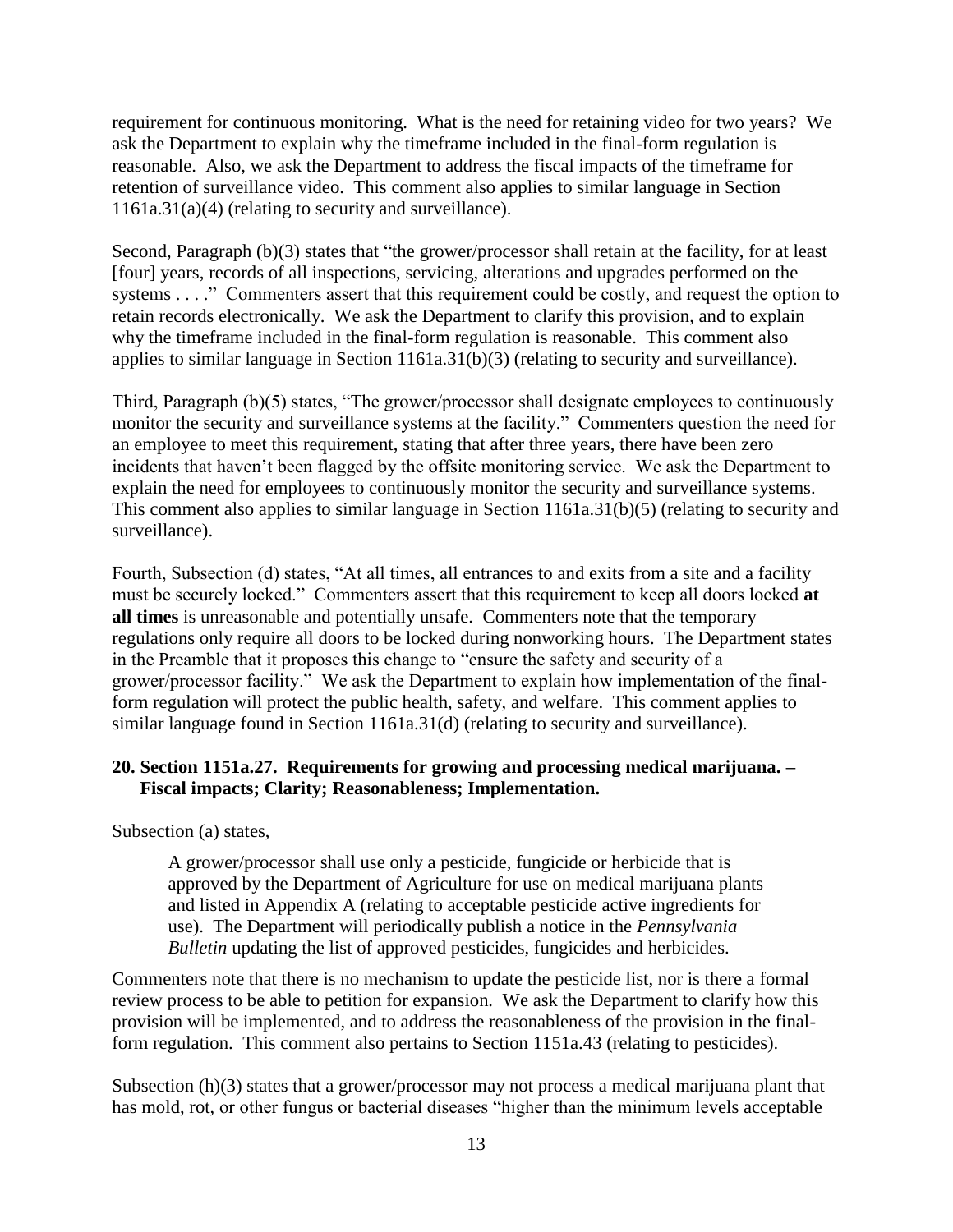requirement for continuous monitoring. What is the need for retaining video for two years? We ask the Department to explain why the timeframe included in the final-form regulation is reasonable. Also, we ask the Department to address the fiscal impacts of the timeframe for retention of surveillance video. This comment also applies to similar language in Section 1161a.31(a)(4) (relating to security and surveillance).

Second, Paragraph (b)(3) states that "the grower/processor shall retain at the facility, for at least [four] years, records of all inspections, servicing, alterations and upgrades performed on the systems . . . ." Commenters assert that this requirement could be costly, and request the option to retain records electronically. We ask the Department to clarify this provision, and to explain why the timeframe included in the final-form regulation is reasonable. This comment also applies to similar language in Section 1161a.31(b)(3) (relating to security and surveillance).

Third, Paragraph (b)(5) states, "The grower/processor shall designate employees to continuously monitor the security and surveillance systems at the facility." Commenters question the need for an employee to meet this requirement, stating that after three years, there have been zero incidents that haven't been flagged by the offsite monitoring service. We ask the Department to explain the need for employees to continuously monitor the security and surveillance systems. This comment also applies to similar language in Section 1161a.31(b)(5) (relating to security and surveillance).

Fourth, Subsection (d) states, "At all times, all entrances to and exits from a site and a facility must be securely locked." Commenters assert that this requirement to keep all doors locked **at all times** is unreasonable and potentially unsafe. Commenters note that the temporary regulations only require all doors to be locked during nonworking hours. The Department states in the Preamble that it proposes this change to "ensure the safety and security of a grower/processor facility." We ask the Department to explain how implementation of the final-form regulation will protect the public health, safety, and welfare. This comment applies to similar language found in Section 1161a.31(d) (relating to security and surveillance).

### 20. Section 1151a.27. Requirements for growing and processing medical marijuana. – Fiscal impacts; Clarity; Reasonableness; Implementation.

Subsection (a) states,

> A grower/processor shall use only a pesticide, fungicide or herbicide that is approved by the Department of Agriculture for use on medical marijuana plants and listed in Appendix A (relating to acceptable pesticide active ingredients for use). The Department will periodically publish a notice in the *Pennsylvania Bulletin* updating the list of approved pesticides, fungicides and herbicides.

Commenters note that there is no mechanism to update the pesticide list, nor is there a formal review process to be able to petition for expansion. We ask the Department to clarify how this provision will be implemented, and to address the reasonableness of the provision in the final-form regulation. This comment also pertains to Section 1151a.43 (relating to pesticides).

Subsection (h)(3) states that a grower/processor may not process a medical marijuana plant that has mold, rot, or other fungus or bacterial diseases "higher than the minimum levels acceptable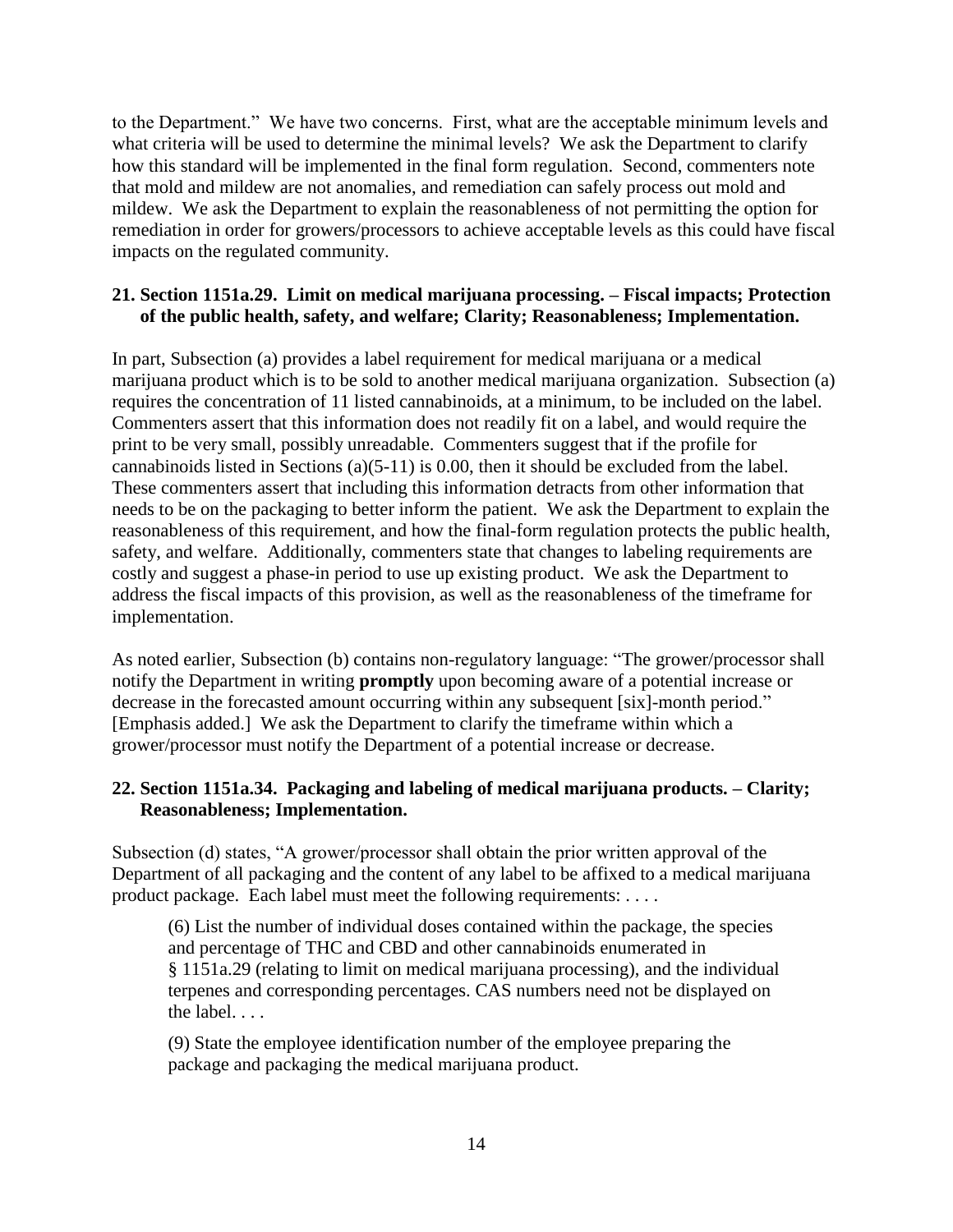to the Department." We have two concerns. First, what are the acceptable minimum levels and what criteria will be used to determine the minimal levels? We ask the Department to clarify how this standard will be implemented in the final form regulation. Second, commenters note that mold and mildew are not anomalies, and remediation can safely process out mold and mildew. We ask the Department to explain the reasonableness of not permitting the option for remediation in order for growers/processors to achieve acceptable levels as this could have fiscal impacts on the regulated community.

**21. Section 1151a.29. Limit on medical marijuana processing. – Fiscal impacts; Protection of the public health, safety, and welfare; Clarity; Reasonableness; Implementation.**

In part, Subsection (a) provides a label requirement for medical marijuana or a medical marijuana product which is to be sold to another medical marijuana organization. Subsection (a) requires the concentration of 11 listed cannabinoids, at a minimum, to be included on the label. Commenters assert that this information does not readily fit on a label, and would require the print to be very small, possibly unreadable. Commenters suggest that if the profile for cannabinoids listed in Sections (a)(5-11) is 0.00, then it should be excluded from the label. These commenters assert that including this information detracts from other information that needs to be on the packaging to better inform the patient. We ask the Department to explain the reasonableness of this requirement, and how the final-form regulation protects the public health, safety, and welfare. Additionally, commenters state that changes to labeling requirements are costly and suggest a phase-in period to use up existing product. We ask the Department to address the fiscal impacts of this provision, as well as the reasonableness of the timeframe for implementation.

As noted earlier, Subsection (b) contains non-regulatory language: "The grower/processor shall notify the Department in writing **promptly** upon becoming aware of a potential increase or decrease in the forecasted amount occurring within any subsequent [six]-month period." [Emphasis added.] We ask the Department to clarify the timeframe within which a grower/processor must notify the Department of a potential increase or decrease.

**22. Section 1151a.34. Packaging and labeling of medical marijuana products. – Clarity; Reasonableness; Implementation.**

Subsection (d) states, "A grower/processor shall obtain the prior written approval of the Department of all packaging and the content of any label to be affixed to a medical marijuana product package. Each label must meet the following requirements: . . . .

> (6) List the number of individual doses contained within the package, the species and percentage of THC and CBD and other cannabinoids enumerated in § 1151a.29 (relating to limit on medical marijuana processing), and the individual terpenes and corresponding percentages. CAS numbers need not be displayed on the label. . . .
>
> (9) State the employee identification number of the employee preparing the package and packaging the medical marijuana product.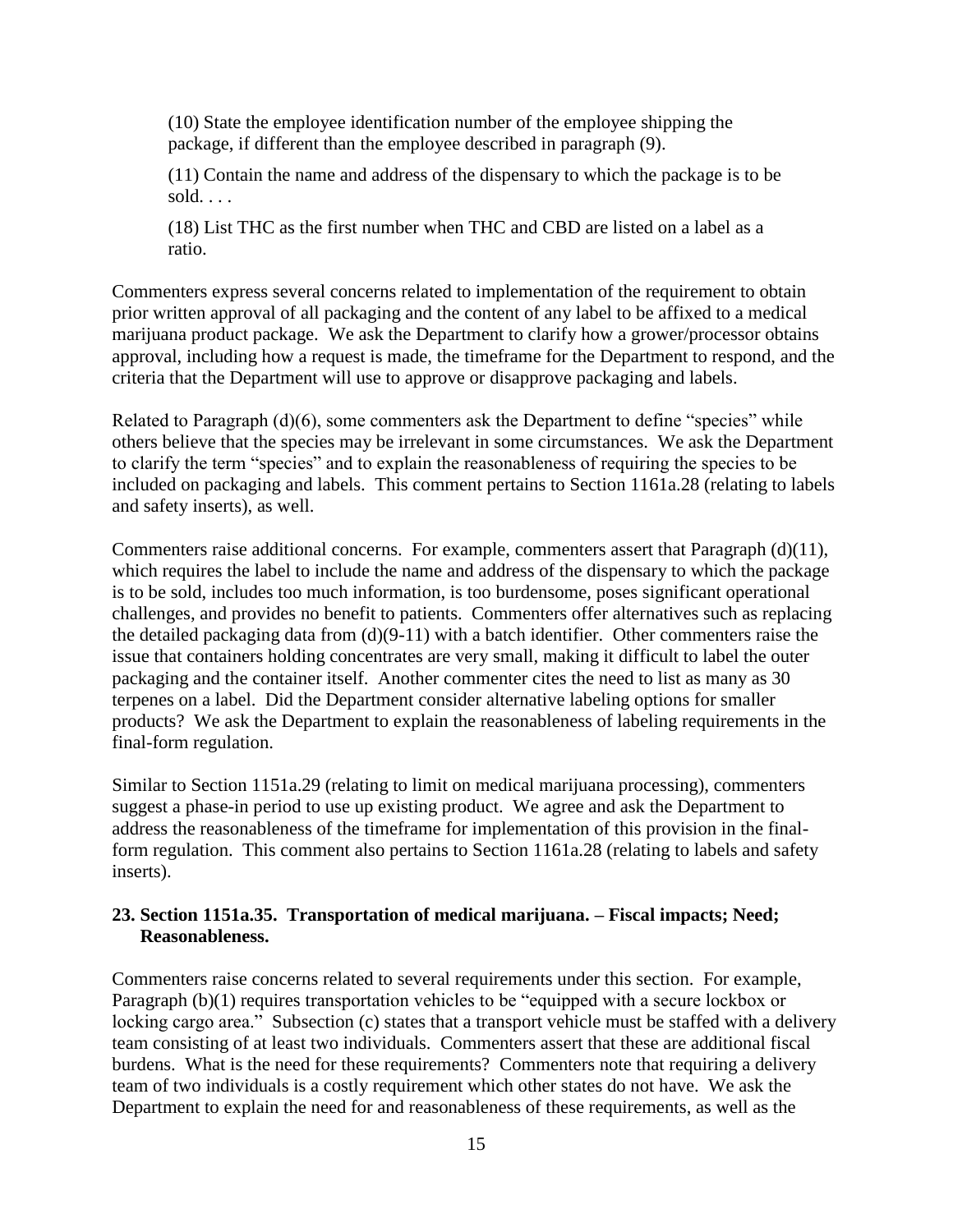> (10) State the employee identification number of the employee shipping the package, if different than the employee described in paragraph (9).
>
> (11) Contain the name and address of the dispensary to which the package is to be sold. . . .
>
> (18) List THC as the first number when THC and CBD are listed on a label as a ratio.

Commenters express several concerns related to implementation of the requirement to obtain prior written approval of all packaging and the content of any label to be affixed to a medical marijuana product package. We ask the Department to clarify how a grower/processor obtains approval, including how a request is made, the timeframe for the Department to respond, and the criteria that the Department will use to approve or disapprove packaging and labels.

Related to Paragraph (d)(6), some commenters ask the Department to define "species" while others believe that the species may be irrelevant in some circumstances. We ask the Department to clarify the term "species" and to explain the reasonableness of requiring the species to be included on packaging and labels. This comment pertains to Section 1161a.28 (relating to labels and safety inserts), as well.

Commenters raise additional concerns. For example, commenters assert that Paragraph (d)(11), which requires the label to include the name and address of the dispensary to which the package is to be sold, includes too much information, is too burdensome, poses significant operational challenges, and provides no benefit to patients. Commenters offer alternatives such as replacing the detailed packaging data from (d)(9-11) with a batch identifier. Other commenters raise the issue that containers holding concentrates are very small, making it difficult to label the outer packaging and the container itself. Another commenter cites the need to list as many as 30 terpenes on a label. Did the Department consider alternative labeling options for smaller products? We ask the Department to explain the reasonableness of labeling requirements in the final-form regulation.

Similar to Section 1151a.29 (relating to limit on medical marijuana processing), commenters suggest a phase-in period to use up existing product. We agree and ask the Department to address the reasonableness of the timeframe for implementation of this provision in the final-form regulation. This comment also pertains to Section 1161a.28 (relating to labels and safety inserts).

### 23. Section 1151a.35. Transportation of medical marijuana. – Fiscal impacts; Need; Reasonableness.

Commenters raise concerns related to several requirements under this section. For example, Paragraph (b)(1) requires transportation vehicles to be "equipped with a secure lockbox or locking cargo area." Subsection (c) states that a transport vehicle must be staffed with a delivery team consisting of at least two individuals. Commenters assert that these are additional fiscal burdens. What is the need for these requirements? Commenters note that requiring a delivery team of two individuals is a costly requirement which other states do not have. We ask the Department to explain the need for and reasonableness of these requirements, as well as the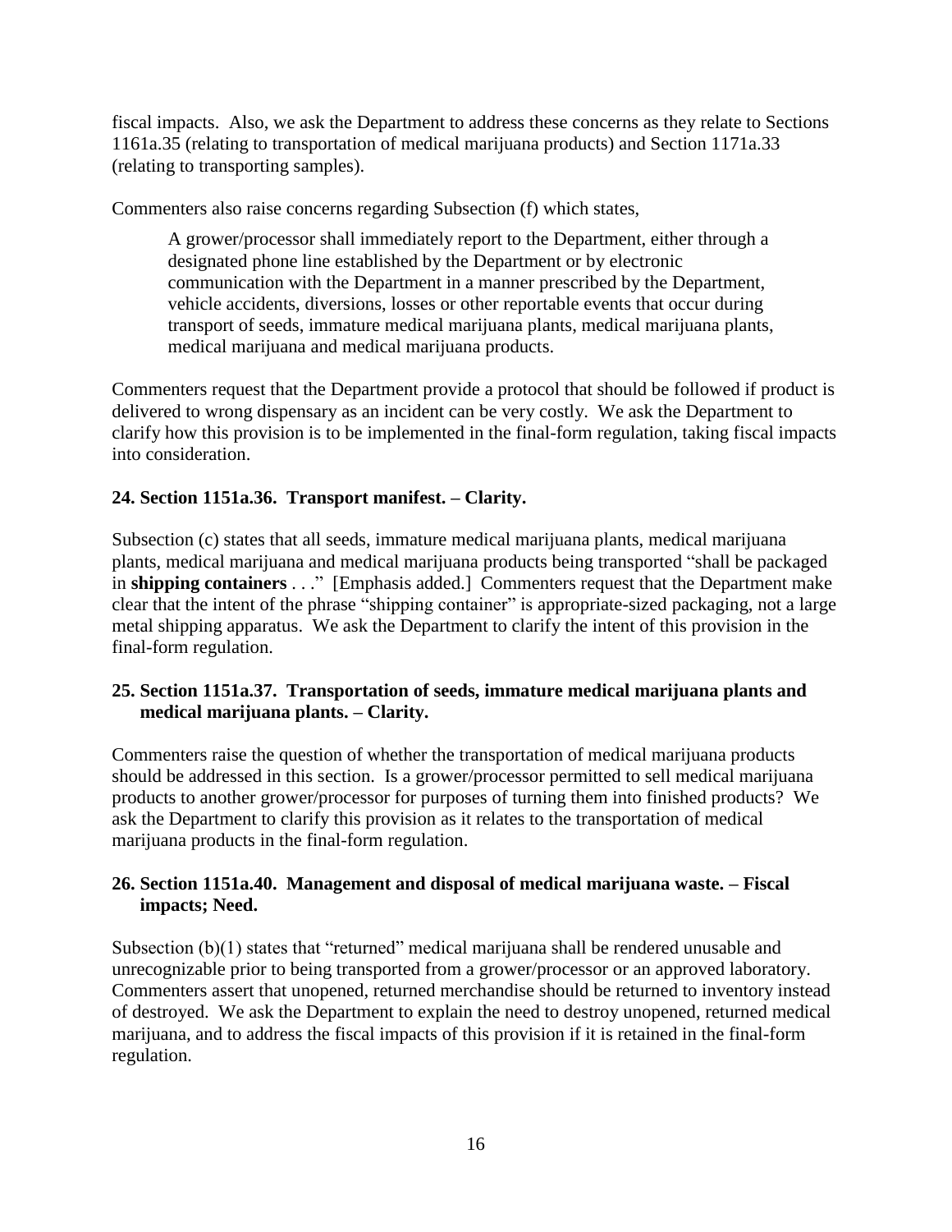fiscal impacts. Also, we ask the Department to address these concerns as they relate to Sections 1161a.35 (relating to transportation of medical marijuana products) and Section 1171a.33 (relating to transporting samples).

Commenters also raise concerns regarding Subsection (f) which states,

> A grower/processor shall immediately report to the Department, either through a designated phone line established by the Department or by electronic communication with the Department in a manner prescribed by the Department, vehicle accidents, diversions, losses or other reportable events that occur during transport of seeds, immature medical marijuana plants, medical marijuana plants, medical marijuana and medical marijuana products.

Commenters request that the Department provide a protocol that should be followed if product is delivered to wrong dispensary as an incident can be very costly. We ask the Department to clarify how this provision is to be implemented in the final-form regulation, taking fiscal impacts into consideration.

**24. Section 1151a.36. Transport manifest. – Clarity.**

Subsection (c) states that all seeds, immature medical marijuana plants, medical marijuana plants, medical marijuana and medical marijuana products being transported "shall be packaged in **shipping containers** . . ." [Emphasis added.] Commenters request that the Department make clear that the intent of the phrase "shipping container" is appropriate-sized packaging, not a large metal shipping apparatus. We ask the Department to clarify the intent of this provision in the final-form regulation.

**25. Section 1151a.37. Transportation of seeds, immature medical marijuana plants and medical marijuana plants. – Clarity.**

Commenters raise the question of whether the transportation of medical marijuana products should be addressed in this section. Is a grower/processor permitted to sell medical marijuana products to another grower/processor for purposes of turning them into finished products? We ask the Department to clarify this provision as it relates to the transportation of medical marijuana products in the final-form regulation.

**26. Section 1151a.40. Management and disposal of medical marijuana waste. – Fiscal impacts; Need.**

Subsection (b)(1) states that "returned" medical marijuana shall be rendered unusable and unrecognizable prior to being transported from a grower/processor or an approved laboratory. Commenters assert that unopened, returned merchandise should be returned to inventory instead of destroyed. We ask the Department to explain the need to destroy unopened, returned medical marijuana, and to address the fiscal impacts of this provision if it is retained in the final-form regulation.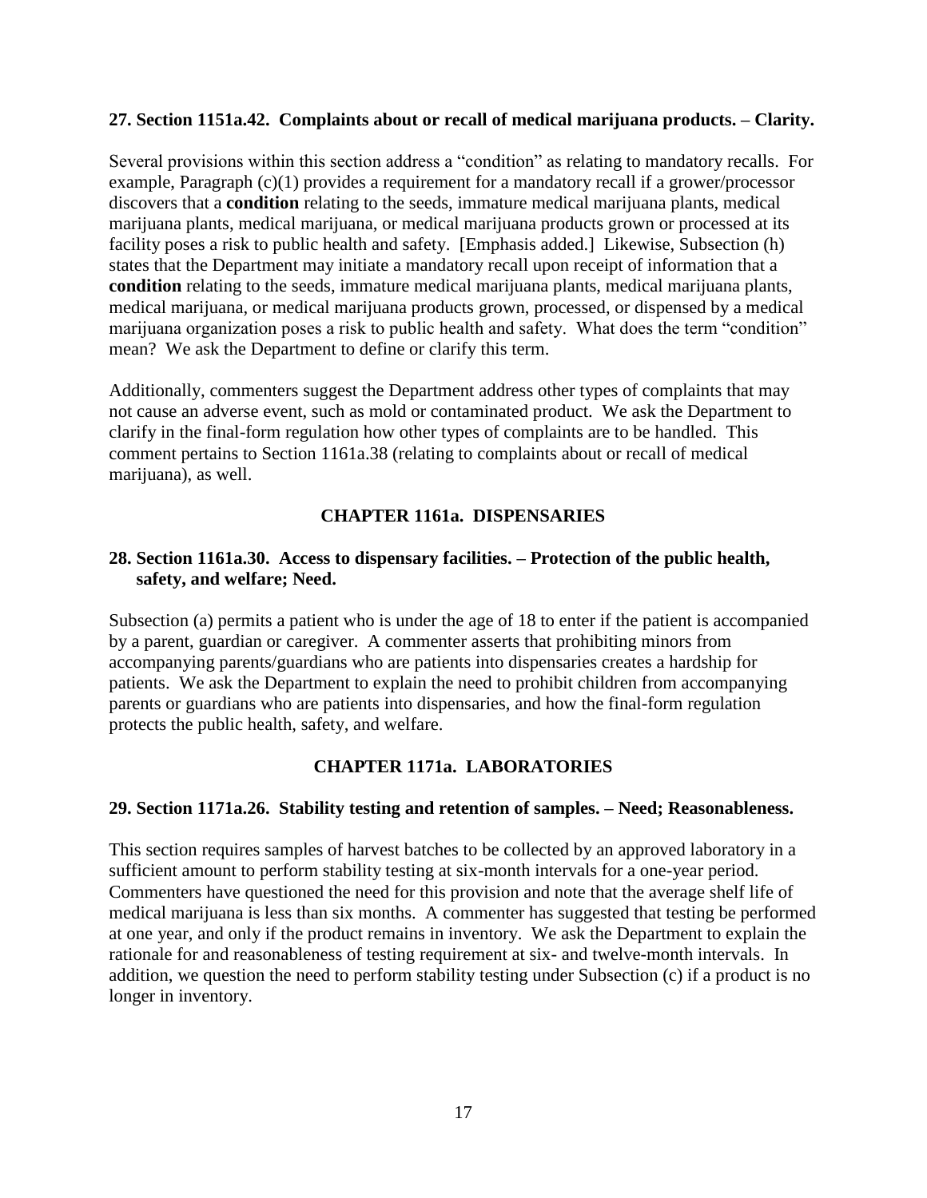**27. Section 1151a.42. Complaints about or recall of medical marijuana products. – Clarity.**

Several provisions within this section address a "condition" as relating to mandatory recalls. For example, Paragraph (c)(1) provides a requirement for a mandatory recall if a grower/processor discovers that a **condition** relating to the seeds, immature medical marijuana plants, medical marijuana plants, medical marijuana, or medical marijuana products grown or processed at its facility poses a risk to public health and safety. [Emphasis added.] Likewise, Subsection (h) states that the Department may initiate a mandatory recall upon receipt of information that a **condition** relating to the seeds, immature medical marijuana plants, medical marijuana plants, medical marijuana, or medical marijuana products grown, processed, or dispensed by a medical marijuana organization poses a risk to public health and safety. What does the term "condition" mean? We ask the Department to define or clarify this term.

Additionally, commenters suggest the Department address other types of complaints that may not cause an adverse event, such as mold or contaminated product. We ask the Department to clarify in the final-form regulation how other types of complaints are to be handled. This comment pertains to Section 1161a.38 (relating to complaints about or recall of medical marijuana), as well.

## CHAPTER 1161a. DISPENSARIES

**28. Section 1161a.30. Access to dispensary facilities. – Protection of the public health, safety, and welfare; Need.**

Subsection (a) permits a patient who is under the age of 18 to enter if the patient is accompanied by a parent, guardian or caregiver. A commenter asserts that prohibiting minors from accompanying parents/guardians who are patients into dispensaries creates a hardship for patients. We ask the Department to explain the need to prohibit children from accompanying parents or guardians who are patients into dispensaries, and how the final-form regulation protects the public health, safety, and welfare.

## CHAPTER 1171a. LABORATORIES

**29. Section 1171a.26. Stability testing and retention of samples. – Need; Reasonableness.**

This section requires samples of harvest batches to be collected by an approved laboratory in a sufficient amount to perform stability testing at six-month intervals for a one-year period. Commenters have questioned the need for this provision and note that the average shelf life of medical marijuana is less than six months. A commenter has suggested that testing be performed at one year, and only if the product remains in inventory. We ask the Department to explain the rationale for and reasonableness of testing requirement at six- and twelve-month intervals. In addition, we question the need to perform stability testing under Subsection (c) if a product is no longer in inventory.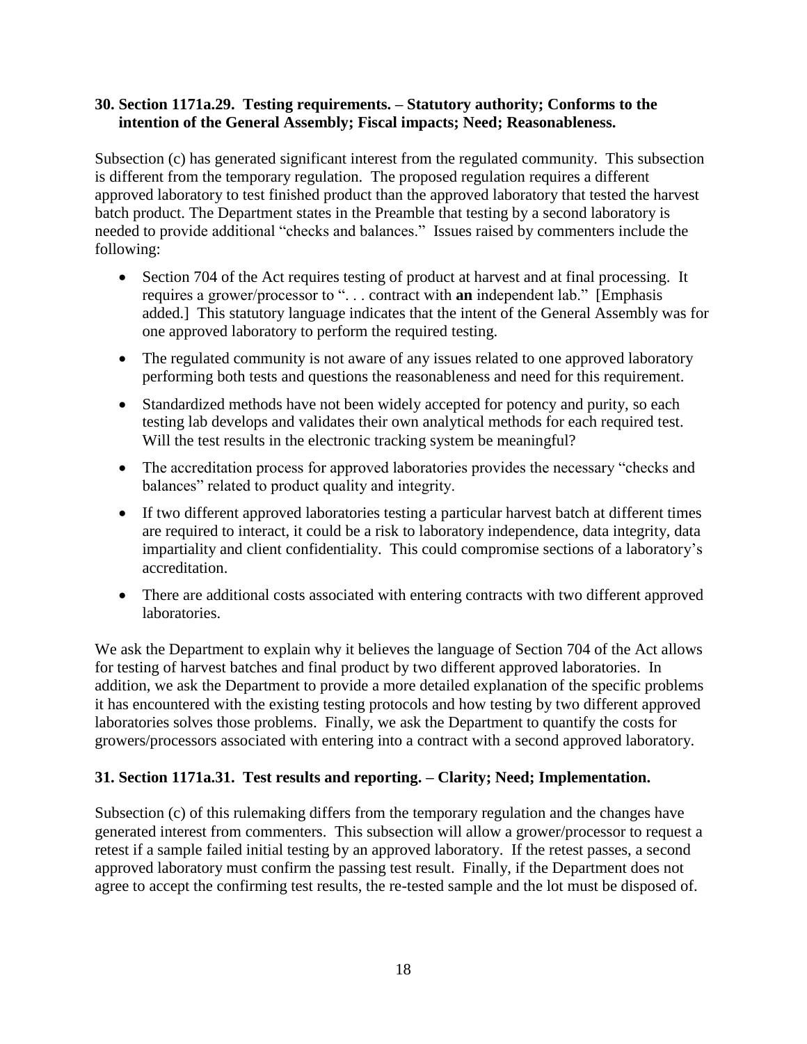**30. Section 1171a.29. Testing requirements. – Statutory authority; Conforms to the intention of the General Assembly; Fiscal impacts; Need; Reasonableness.**

Subsection (c) has generated significant interest from the regulated community. This subsection is different from the temporary regulation. The proposed regulation requires a different approved laboratory to test finished product than the approved laboratory that tested the harvest batch product. The Department states in the Preamble that testing by a second laboratory is needed to provide additional "checks and balances." Issues raised by commenters include the following:

- Section 704 of the Act requires testing of product at harvest and at final processing. It requires a grower/processor to ". . . contract with **an** independent lab." [Emphasis added.] This statutory language indicates that the intent of the General Assembly was for one approved laboratory to perform the required testing.
- The regulated community is not aware of any issues related to one approved laboratory performing both tests and questions the reasonableness and need for this requirement.
- Standardized methods have not been widely accepted for potency and purity, so each testing lab develops and validates their own analytical methods for each required test. Will the test results in the electronic tracking system be meaningful?
- The accreditation process for approved laboratories provides the necessary "checks and balances" related to product quality and integrity.
- If two different approved laboratories testing a particular harvest batch at different times are required to interact, it could be a risk to laboratory independence, data integrity, data impartiality and client confidentiality. This could compromise sections of a laboratory's accreditation.
- There are additional costs associated with entering contracts with two different approved laboratories.

We ask the Department to explain why it believes the language of Section 704 of the Act allows for testing of harvest batches and final product by two different approved laboratories. In addition, we ask the Department to provide a more detailed explanation of the specific problems it has encountered with the existing testing protocols and how testing by two different approved laboratories solves those problems. Finally, we ask the Department to quantify the costs for growers/processors associated with entering into a contract with a second approved laboratory.

**31. Section 1171a.31. Test results and reporting. – Clarity; Need; Implementation.**

Subsection (c) of this rulemaking differs from the temporary regulation and the changes have generated interest from commenters. This subsection will allow a grower/processor to request a retest if a sample failed initial testing by an approved laboratory. If the retest passes, a second approved laboratory must confirm the passing test result. Finally, if the Department does not agree to accept the confirming test results, the re-tested sample and the lot must be disposed of.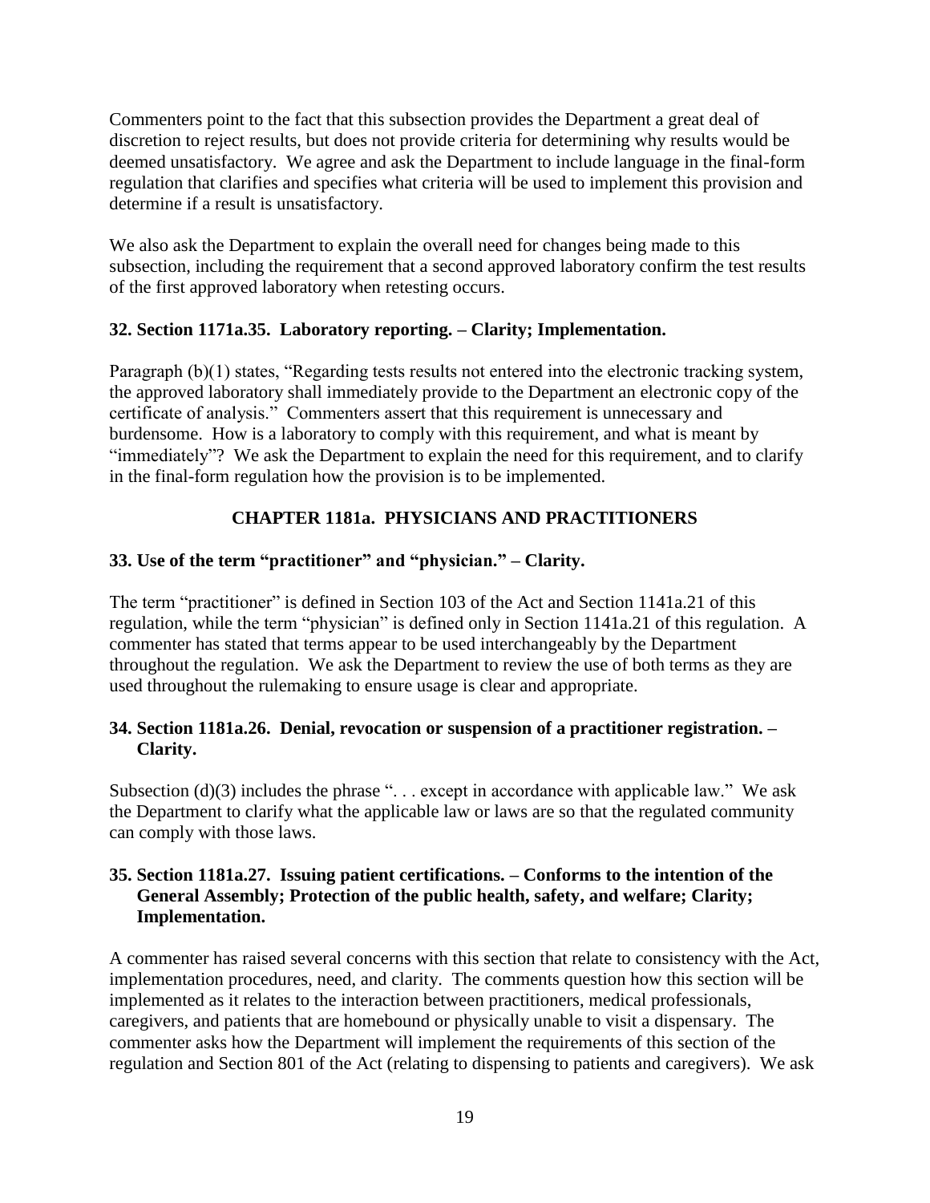Commenters point to the fact that this subsection provides the Department a great deal of discretion to reject results, but does not provide criteria for determining why results would be deemed unsatisfactory. We agree and ask the Department to include language in the final-form regulation that clarifies and specifies what criteria will be used to implement this provision and determine if a result is unsatisfactory.

We also ask the Department to explain the overall need for changes being made to this subsection, including the requirement that a second approved laboratory confirm the test results of the first approved laboratory when retesting occurs.

**32. Section 1171a.35. Laboratory reporting. – Clarity; Implementation.**

Paragraph (b)(1) states, "Regarding tests results not entered into the electronic tracking system, the approved laboratory shall immediately provide to the Department an electronic copy of the certificate of analysis." Commenters assert that this requirement is unnecessary and burdensome. How is a laboratory to comply with this requirement, and what is meant by "immediately"? We ask the Department to explain the need for this requirement, and to clarify in the final-form regulation how the provision is to be implemented.

## CHAPTER 1181a. PHYSICIANS AND PRACTITIONERS

**33. Use of the term "practitioner" and "physician." – Clarity.**

The term "practitioner" is defined in Section 103 of the Act and Section 1141a.21 of this regulation, while the term "physician" is defined only in Section 1141a.21 of this regulation. A commenter has stated that terms appear to be used interchangeably by the Department throughout the regulation. We ask the Department to review the use of both terms as they are used throughout the rulemaking to ensure usage is clear and appropriate.

**34. Section 1181a.26. Denial, revocation or suspension of a practitioner registration. – Clarity.**

Subsection (d)(3) includes the phrase ". . . except in accordance with applicable law." We ask the Department to clarify what the applicable law or laws are so that the regulated community can comply with those laws.

**35. Section 1181a.27. Issuing patient certifications. – Conforms to the intention of the General Assembly; Protection of the public health, safety, and welfare; Clarity; Implementation.**

A commenter has raised several concerns with this section that relate to consistency with the Act, implementation procedures, need, and clarity. The comments question how this section will be implemented as it relates to the interaction between practitioners, medical professionals, caregivers, and patients that are homebound or physically unable to visit a dispensary. The commenter asks how the Department will implement the requirements of this section of the regulation and Section 801 of the Act (relating to dispensing to patients and caregivers). We ask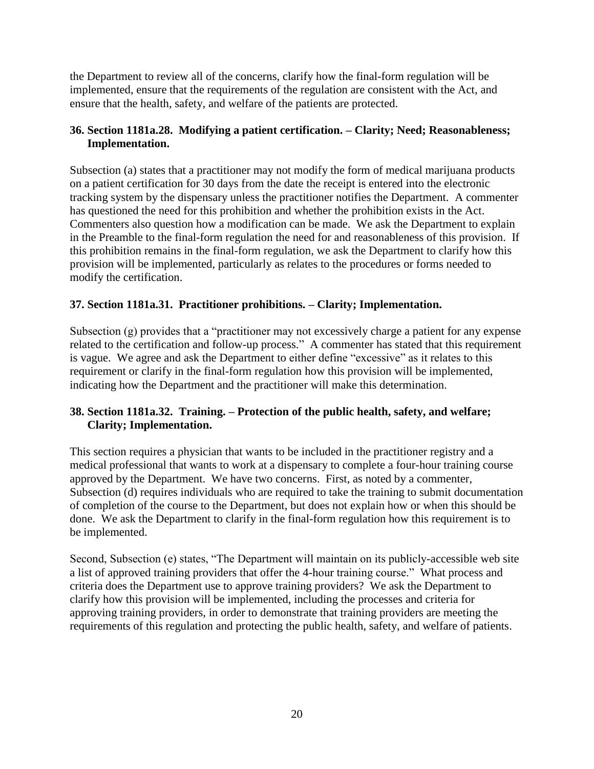the Department to review all of the concerns, clarify how the final-form regulation will be implemented, ensure that the requirements of the regulation are consistent with the Act, and ensure that the health, safety, and welfare of the patients are protected.

**36. Section 1181a.28. Modifying a patient certification. – Clarity; Need; Reasonableness; Implementation.**

Subsection (a) states that a practitioner may not modify the form of medical marijuana products on a patient certification for 30 days from the date the receipt is entered into the electronic tracking system by the dispensary unless the practitioner notifies the Department. A commenter has questioned the need for this prohibition and whether the prohibition exists in the Act. Commenters also question how a modification can be made. We ask the Department to explain in the Preamble to the final-form regulation the need for and reasonableness of this provision. If this prohibition remains in the final-form regulation, we ask the Department to clarify how this provision will be implemented, particularly as relates to the procedures or forms needed to modify the certification.

**37. Section 1181a.31. Practitioner prohibitions. – Clarity; Implementation.**

Subsection (g) provides that a "practitioner may not excessively charge a patient for any expense related to the certification and follow-up process." A commenter has stated that this requirement is vague. We agree and ask the Department to either define "excessive" as it relates to this requirement or clarify in the final-form regulation how this provision will be implemented, indicating how the Department and the practitioner will make this determination.

**38. Section 1181a.32. Training. – Protection of the public health, safety, and welfare; Clarity; Implementation.**

This section requires a physician that wants to be included in the practitioner registry and a medical professional that wants to work at a dispensary to complete a four-hour training course approved by the Department. We have two concerns. First, as noted by a commenter, Subsection (d) requires individuals who are required to take the training to submit documentation of completion of the course to the Department, but does not explain how or when this should be done. We ask the Department to clarify in the final-form regulation how this requirement is to be implemented.

Second, Subsection (e) states, "The Department will maintain on its publicly-accessible web site a list of approved training providers that offer the 4-hour training course." What process and criteria does the Department use to approve training providers? We ask the Department to clarify how this provision will be implemented, including the processes and criteria for approving training providers, in order to demonstrate that training providers are meeting the requirements of this regulation and protecting the public health, safety, and welfare of patients.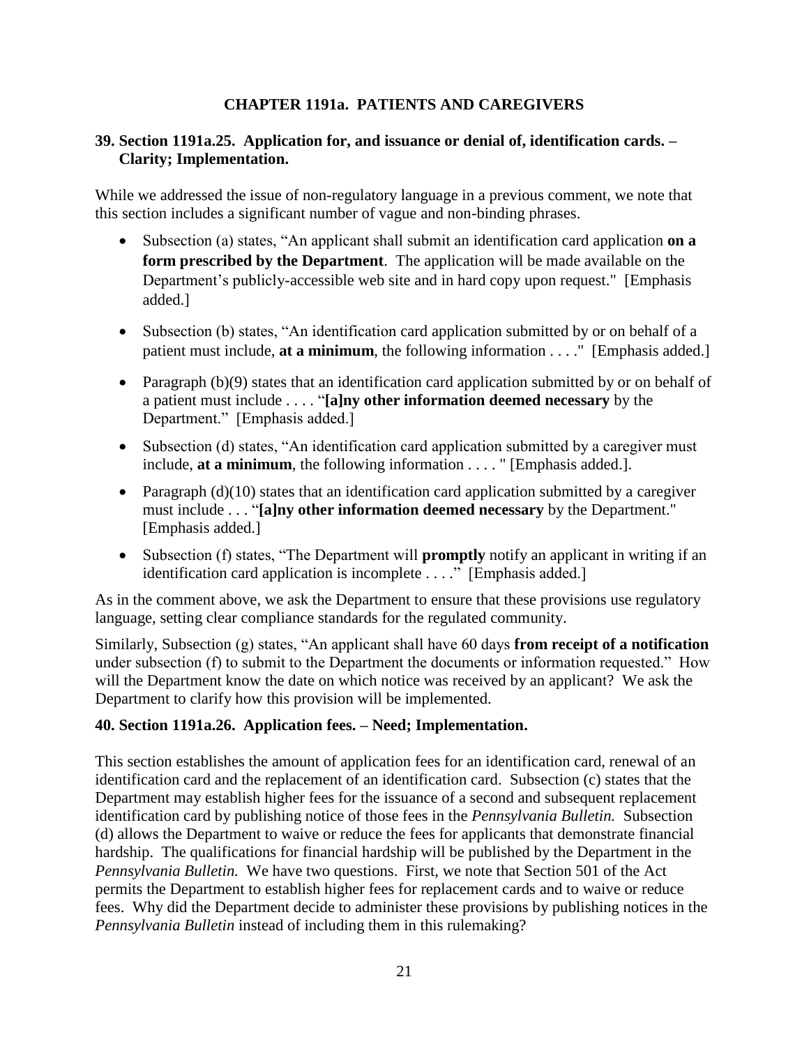# CHAPTER 1191a. PATIENTS AND CAREGIVERS

## 39. Section 1191a.25. Application for, and issuance or denial of, identification cards. – Clarity; Implementation.

While we addressed the issue of non-regulatory language in a previous comment, we note that this section includes a significant number of vague and non-binding phrases.

- Subsection (a) states, "An applicant shall submit an identification card application **on a form prescribed by the Department**. The application will be made available on the Department's publicly-accessible web site and in hard copy upon request." [Emphasis added.]
- Subsection (b) states, "An identification card application submitted by or on behalf of a patient must include, **at a minimum**, the following information . . . ." [Emphasis added.]
- Paragraph (b)(9) states that an identification card application submitted by or on behalf of a patient must include . . . . "**[a]ny other information deemed necessary** by the Department." [Emphasis added.]
- Subsection (d) states, "An identification card application submitted by a caregiver must include, **at a minimum**, the following information . . . . " [Emphasis added.].
- Paragraph (d)(10) states that an identification card application submitted by a caregiver must include . . . "**[a]ny other information deemed necessary** by the Department." [Emphasis added.]
- Subsection (f) states, "The Department will **promptly** notify an applicant in writing if an identification card application is incomplete . . . ." [Emphasis added.]

As in the comment above, we ask the Department to ensure that these provisions use regulatory language, setting clear compliance standards for the regulated community.

Similarly, Subsection (g) states, "An applicant shall have 60 days **from receipt of a notification** under subsection (f) to submit to the Department the documents or information requested." How will the Department know the date on which notice was received by an applicant? We ask the Department to clarify how this provision will be implemented.

## 40. Section 1191a.26. Application fees. – Need; Implementation.

This section establishes the amount of application fees for an identification card, renewal of an identification card and the replacement of an identification card. Subsection (c) states that the Department may establish higher fees for the issuance of a second and subsequent replacement identification card by publishing notice of those fees in the *Pennsylvania Bulletin.* Subsection (d) allows the Department to waive or reduce the fees for applicants that demonstrate financial hardship. The qualifications for financial hardship will be published by the Department in the *Pennsylvania Bulletin.* We have two questions. First, we note that Section 501 of the Act permits the Department to establish higher fees for replacement cards and to waive or reduce fees. Why did the Department decide to administer these provisions by publishing notices in the *Pennsylvania Bulletin* instead of including them in this rulemaking?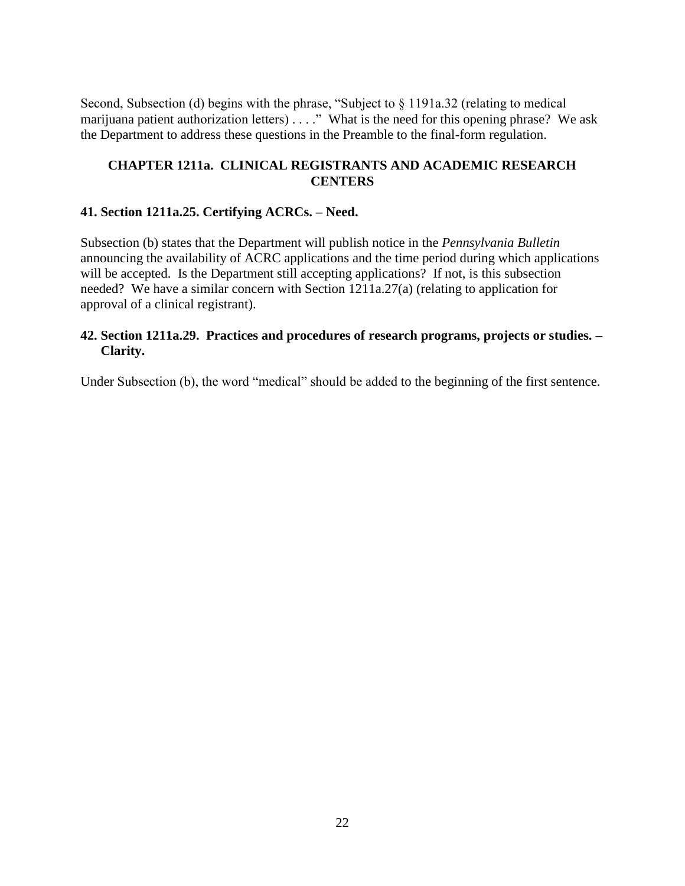Second, Subsection (d) begins with the phrase, "Subject to § 1191a.32 (relating to medical marijuana patient authorization letters) . . . ." What is the need for this opening phrase? We ask the Department to address these questions in the Preamble to the final-form regulation.

## CHAPTER 1211a. CLINICAL REGISTRANTS AND ACADEMIC RESEARCH CENTERS

### 41. Section 1211a.25. Certifying ACRCs. – Need.

Subsection (b) states that the Department will publish notice in the *Pennsylvania Bulletin* announcing the availability of ACRC applications and the time period during which applications will be accepted. Is the Department still accepting applications? If not, is this subsection needed? We have a similar concern with Section 1211a.27(a) (relating to application for approval of a clinical registrant).

### 42. Section 1211a.29. Practices and procedures of research programs, projects or studies. – Clarity.

Under Subsection (b), the word "medical" should be added to the beginning of the first sentence.